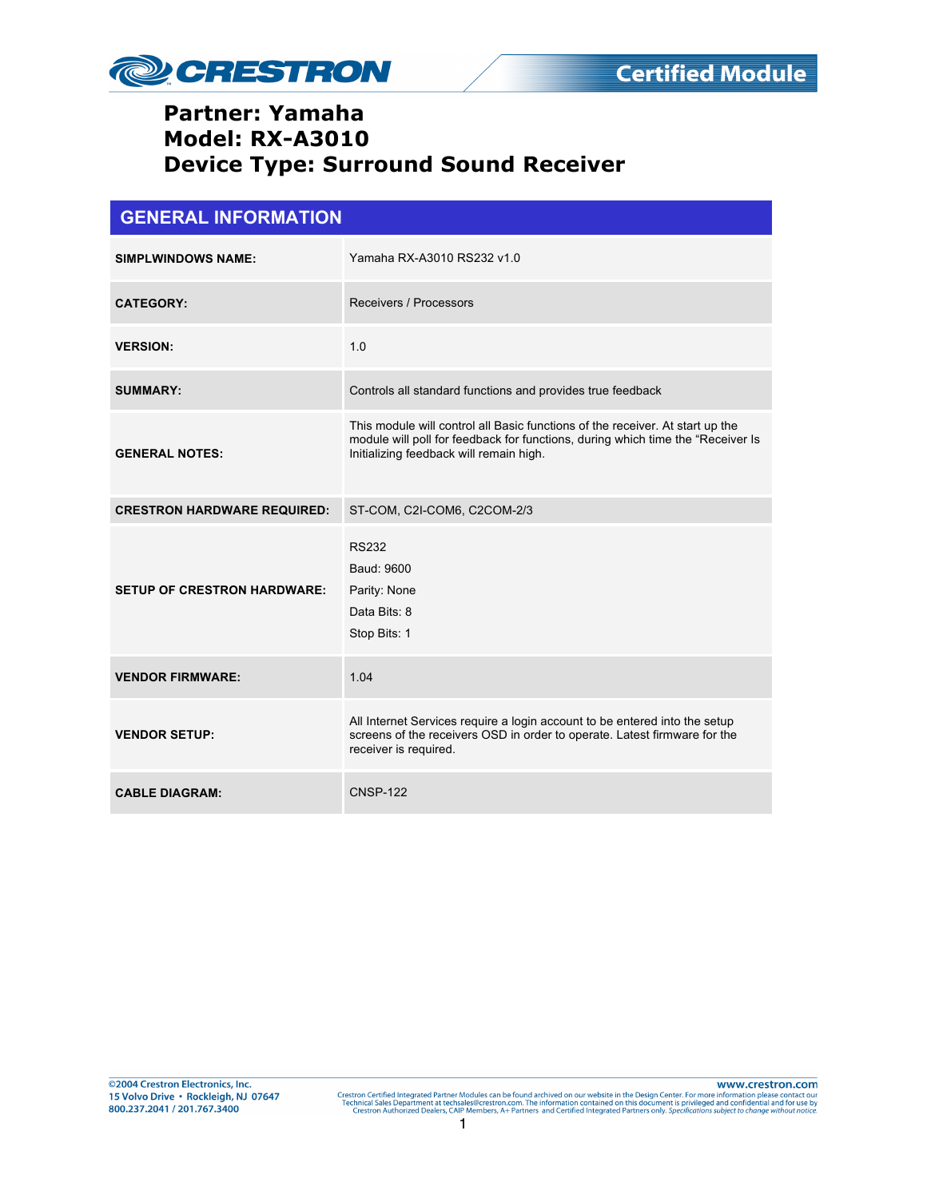# Partner: Yamaha
# Model: RX-A3010
# Device Type: Surround Sound Receiver

## GENERAL INFORMATION

| | |
|---|---|
| **SIMPLWINDOWS NAME:** | Yamaha RX-A3010 RS232 v1.0 |
| **CATEGORY:** | Receivers / Processors |
| **VERSION:** | 1.0 |
| **SUMMARY:** | Controls all standard functions and provides true feedback |
| **GENERAL NOTES:** | This module will control all Basic functions of the receiver. At start up the module will poll for feedback for functions, during which time the "Receiver Is Initializing feedback will remain high. |
| **CRESTRON HARDWARE REQUIRED:** | ST-COM, C2I-COM6, C2COM-2/3 |
| **SETUP OF CRESTRON HARDWARE:** | RS232<br>Baud: 9600<br>Parity: None<br>Data Bits: 8<br>Stop Bits: 1 |
| **VENDOR FIRMWARE:** | 1.04 |
| **VENDOR SETUP:** | All Internet Services require a login account to be entered into the setup screens of the receivers OSD in order to operate. Latest firmware for the receiver is required. |
| **CABLE DIAGRAM:** | CNSP-122 |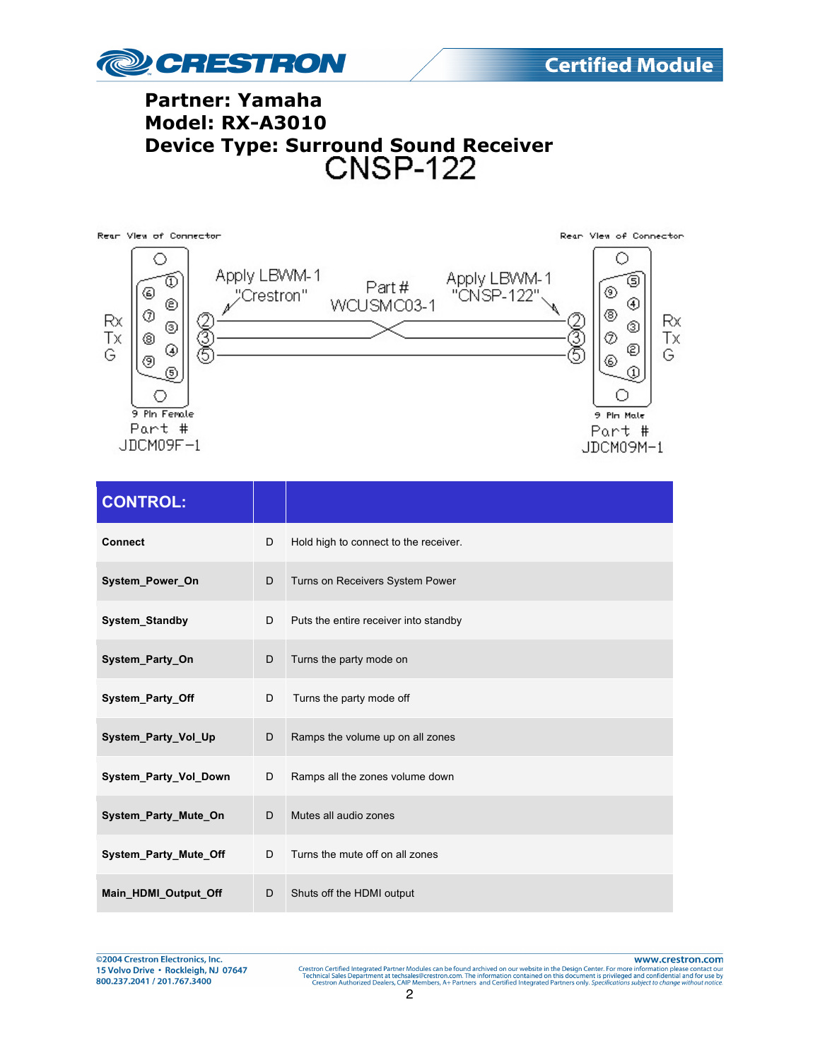**Partner: Yamaha**
**Model: RX-A3010**
**Device Type: Surround Sound Receiver**

# CNSP-122

Rear View of Connector

Rx
Tx
G

9 Pin Female
Part #
JDCM09F-1

Apply LBWM-1
"Crestron"

Part #
WCUSMC03-1

Apply LBWM-1
"CNSP-122"

Rear View of Connector

Rx
Tx
G

9 Pin Male
Part #
JDCM09M-1

| CONTROL: | | |
|---|---|---|
| **Connect** | D | Hold high to connect to the receiver. |
| **System_Power_On** | D | Turns on Receivers System Power |
| **System_Standby** | D | Puts the entire receiver into standby |
| **System_Party_On** | D | Turns the party mode on |
| **System_Party_Off** | D | Turns the party mode off |
| **System_Party_Vol_Up** | D | Ramps the volume up on all zones |
| **System_Party_Vol_Down** | D | Ramps all the zones volume down |
| **System_Party_Mute_On** | D | Mutes all audio zones |
| **System_Party_Mute_Off** | D | Turns the mute off on all zones |
| **Main_HDMI_Output_Off** | D | Shuts off the HDMI output |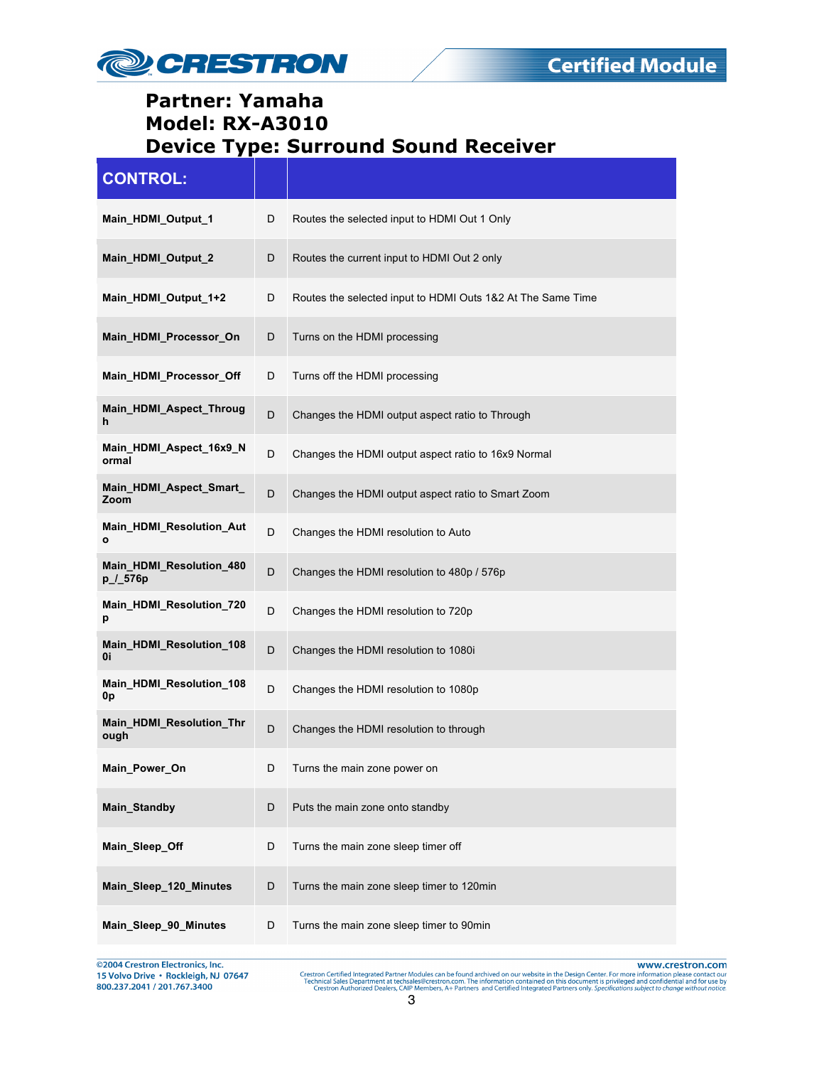# Partner: Yamaha
# Model: RX-A3010
# Device Type: Surround Sound Receiver

| CONTROL: | | |
|---|---|---|
| **Main_HDMI_Output_1** | D | Routes the selected input to HDMI Out 1 Only |
| **Main_HDMI_Output_2** | D | Routes the current input to HDMI Out 2 only |
| **Main_HDMI_Output_1+2** | D | Routes the selected input to HDMI Outs 1&2 At The Same Time |
| **Main_HDMI_Processor_On** | D | Turns on the HDMI processing |
| **Main_HDMI_Processor_Off** | D | Turns off the HDMI processing |
| **Main_HDMI_Aspect_Through** | D | Changes the HDMI output aspect ratio to Through |
| **Main_HDMI_Aspect_16x9_Normal** | D | Changes the HDMI output aspect ratio to 16x9 Normal |
| **Main_HDMI_Aspect_Smart_Zoom** | D | Changes the HDMI output aspect ratio to Smart Zoom |
| **Main_HDMI_Resolution_Auto** | D | Changes the HDMI resolution to Auto |
| **Main_HDMI_Resolution_480p_/_576p** | D | Changes the HDMI resolution to 480p / 576p |
| **Main_HDMI_Resolution_720p** | D | Changes the HDMI resolution to 720p |
| **Main_HDMI_Resolution_1080i** | D | Changes the HDMI resolution to 1080i |
| **Main_HDMI_Resolution_1080p** | D | Changes the HDMI resolution to 1080p |
| **Main_HDMI_Resolution_Through** | D | Changes the HDMI resolution to through |
| **Main_Power_On** | D | Turns the main zone power on |
| **Main_Standby** | D | Puts the main zone onto standby |
| **Main_Sleep_Off** | D | Turns the main zone sleep timer off |
| **Main_Sleep_120_Minutes** | D | Turns the main zone sleep timer to 120min |
| **Main_Sleep_90_Minutes** | D | Turns the main zone sleep timer to 90min |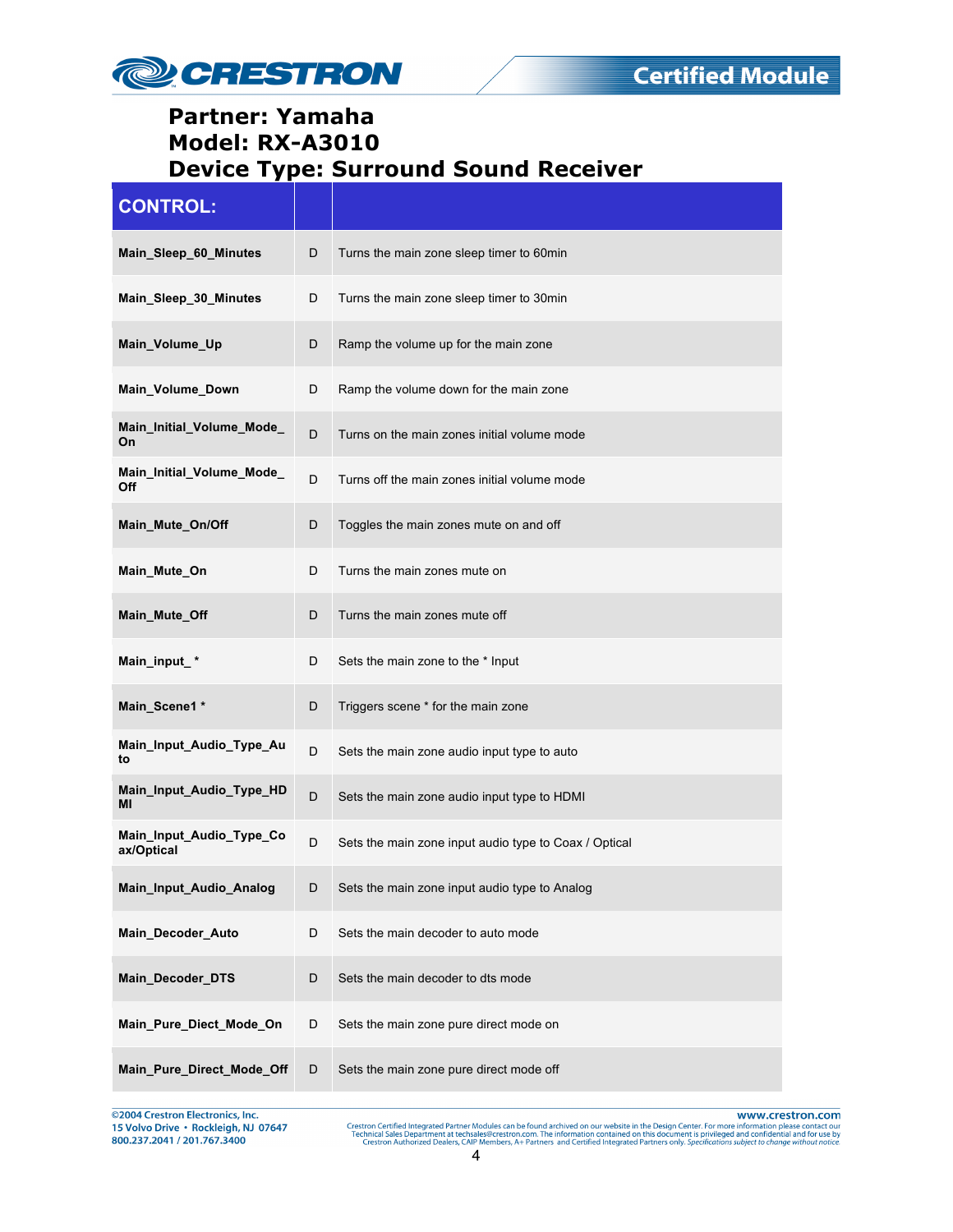**Partner: Yamaha**
**Model: RX-A3010**
**Device Type: Surround Sound Receiver**

| CONTROL: | | |
|---|---|---|
| **Main_Sleep_60_Minutes** | D | Turns the main zone sleep timer to 60min |
| **Main_Sleep_30_Minutes** | D | Turns the main zone sleep timer to 30min |
| **Main_Volume_Up** | D | Ramp the volume up for the main zone |
| **Main_Volume_Down** | D | Ramp the volume down for the main zone |
| **Main_Initial_Volume_Mode_On** | D | Turns on the main zones initial volume mode |
| **Main_Initial_Volume_Mode_Off** | D | Turns off the main zones initial volume mode |
| **Main_Mute_On/Off** | D | Toggles the main zones mute on and off |
| **Main_Mute_On** | D | Turns the main zones mute on |
| **Main_Mute_Off** | D | Turns the main zones mute off |
| **Main_input_*** | D | Sets the main zone to the * Input |
| **Main_Scene1 *** | D | Triggers scene * for the main zone |
| **Main_Input_Audio_Type_Auto** | D | Sets the main zone audio input type to auto |
| **Main_Input_Audio_Type_HDMI** | D | Sets the main zone audio input type to HDMI |
| **Main_Input_Audio_Type_Coax/Optical** | D | Sets the main zone input audio type to Coax / Optical |
| **Main_Input_Audio_Analog** | D | Sets the main zone input audio type to Analog |
| **Main_Decoder_Auto** | D | Sets the main decoder to auto mode |
| **Main_Decoder_DTS** | D | Sets the main decoder to dts mode |
| **Main_Pure_Diect_Mode_On** | D | Sets the main zone pure direct mode on |
| **Main_Pure_Direct_Mode_Off** | D | Sets the main zone pure direct mode off |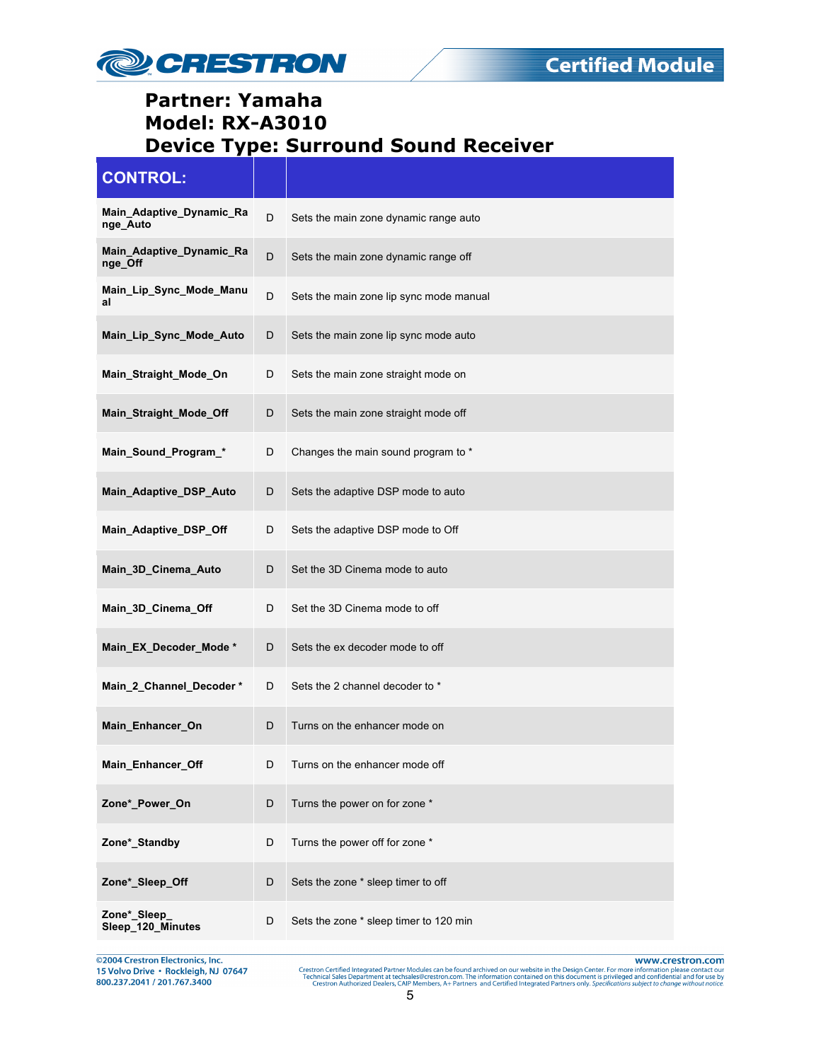# Partner: Yamaha
# Model: RX-A3010
# Device Type: Surround Sound Receiver

| CONTROL: | | |
|---|---|---|
| Main_Adaptive_Dynamic_Range_Auto | D | Sets the main zone dynamic range auto |
| Main_Adaptive_Dynamic_Range_Off | D | Sets the main zone dynamic range off |
| Main_Lip_Sync_Mode_Manual | D | Sets the main zone lip sync mode manual |
| Main_Lip_Sync_Mode_Auto | D | Sets the main zone lip sync mode auto |
| Main_Straight_Mode_On | D | Sets the main zone straight mode on |
| Main_Straight_Mode_Off | D | Sets the main zone straight mode off |
| Main_Sound_Program_* | D | Changes the main sound program to * |
| Main_Adaptive_DSP_Auto | D | Sets the adaptive DSP mode to auto |
| Main_Adaptive_DSP_Off | D | Sets the adaptive DSP mode to Off |
| Main_3D_Cinema_Auto | D | Set the 3D Cinema mode to auto |
| Main_3D_Cinema_Off | D | Set the 3D Cinema mode to off |
| Main_EX_Decoder_Mode * | D | Sets the ex decoder mode to off |
| Main_2_Channel_Decoder * | D | Sets the 2 channel decoder to * |
| Main_Enhancer_On | D | Turns on the enhancer mode on |
| Main_Enhancer_Off | D | Turns on the enhancer mode off |
| Zone*_Power_On | D | Turns the power on for zone * |
| Zone*_Standby | D | Turns the power off for zone * |
| Zone*_Sleep_Off | D | Sets the zone * sleep timer to off |
| Zone*_Sleep_ Sleep_120_Minutes | D | Sets the zone * sleep timer to 120 min |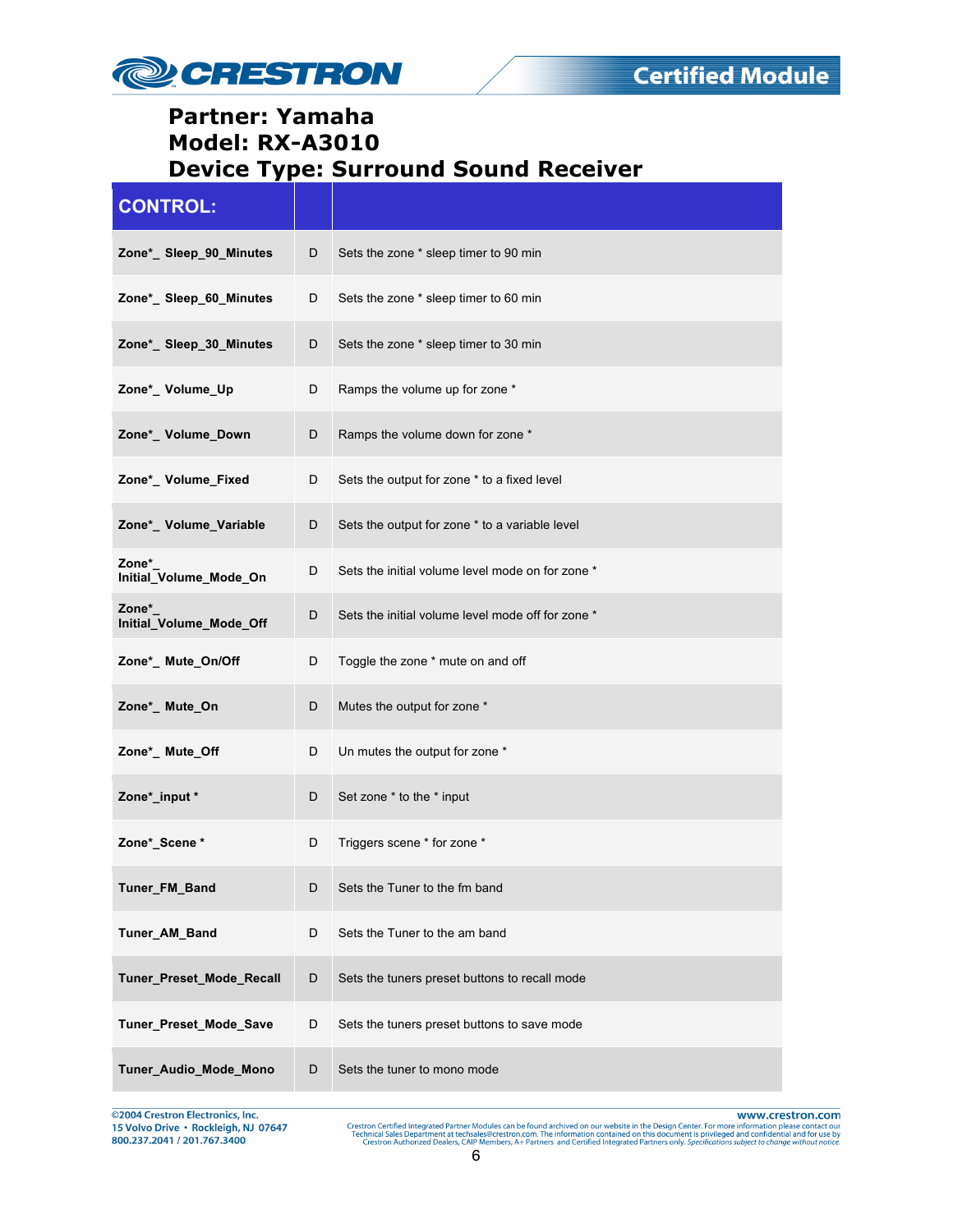**Partner: Yamaha**
**Model: RX-A3010**
**Device Type: Surround Sound Receiver**

| CONTROL: | | |
|---|---|---|
| **Zone*_ Sleep_90_Minutes** | D | Sets the zone * sleep timer to 90 min |
| **Zone*_ Sleep_60_Minutes** | D | Sets the zone * sleep timer to 60 min |
| **Zone*_ Sleep_30_Minutes** | D | Sets the zone * sleep timer to 30 min |
| **Zone*_ Volume_Up** | D | Ramps the volume up for zone * |
| **Zone*_ Volume_Down** | D | Ramps the volume down for zone * |
| **Zone*_ Volume_Fixed** | D | Sets the output for zone * to a fixed level |
| **Zone*_ Volume_Variable** | D | Sets the output for zone * to a variable level |
| **Zone*_ Initial_Volume_Mode_On** | D | Sets the initial volume level mode on for zone * |
| **Zone*_ Initial_Volume_Mode_Off** | D | Sets the initial volume level mode off for zone * |
| **Zone*_ Mute_On/Off** | D | Toggle the zone * mute on and off |
| **Zone*_ Mute_On** | D | Mutes the output for zone * |
| **Zone*_ Mute_Off** | D | Un mutes the output for zone * |
| **Zone*_input *** | D | Set zone * to the * input |
| **Zone*_Scene *** | D | Triggers scene * for zone * |
| **Tuner_FM_Band** | D | Sets the Tuner to the fm band |
| **Tuner_AM_Band** | D | Sets the Tuner to the am band |
| **Tuner_Preset_Mode_Recall** | D | Sets the tuners preset buttons to recall mode |
| **Tuner_Preset_Mode_Save** | D | Sets the tuners preset buttons to save mode |
| **Tuner_Audio_Mode_Mono** | D | Sets the tuner to mono mode |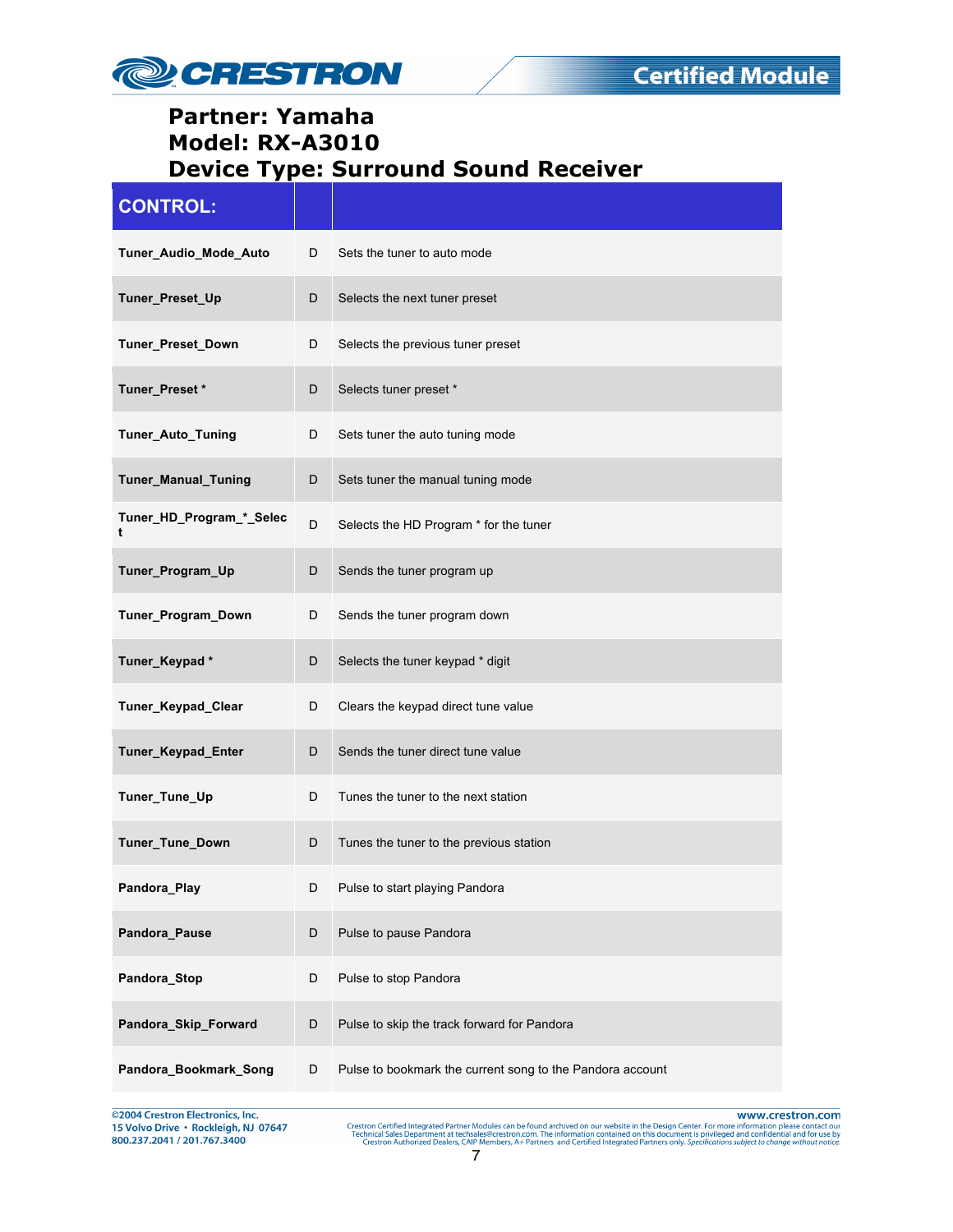# Partner: Yamaha
# Model: RX-A3010
# Device Type: Surround Sound Receiver

| CONTROL: | | |
|---|---|---|
| **Tuner_Audio_Mode_Auto** | D | Sets the tuner to auto mode |
| **Tuner_Preset_Up** | D | Selects the next tuner preset |
| **Tuner_Preset_Down** | D | Selects the previous tuner preset |
| **Tuner_Preset *** | D | Selects tuner preset * |
| **Tuner_Auto_Tuning** | D | Sets tuner the auto tuning mode |
| **Tuner_Manual_Tuning** | D | Sets tuner the manual tuning mode |
| **Tuner_HD_Program_*_Select** | D | Selects the HD Program * for the tuner |
| **Tuner_Program_Up** | D | Sends the tuner program up |
| **Tuner_Program_Down** | D | Sends the tuner program down |
| **Tuner_Keypad *** | D | Selects the tuner keypad * digit |
| **Tuner_Keypad_Clear** | D | Clears the keypad direct tune value |
| **Tuner_Keypad_Enter** | D | Sends the tuner direct tune value |
| **Tuner_Tune_Up** | D | Tunes the tuner to the next station |
| **Tuner_Tune_Down** | D | Tunes the tuner to the previous station |
| **Pandora_Play** | D | Pulse to start playing Pandora |
| **Pandora_Pause** | D | Pulse to pause Pandora |
| **Pandora_Stop** | D | Pulse to stop Pandora |
| **Pandora_Skip_Forward** | D | Pulse to skip the track forward for Pandora |
| **Pandora_Bookmark_Song** | D | Pulse to bookmark the current song to the Pandora account |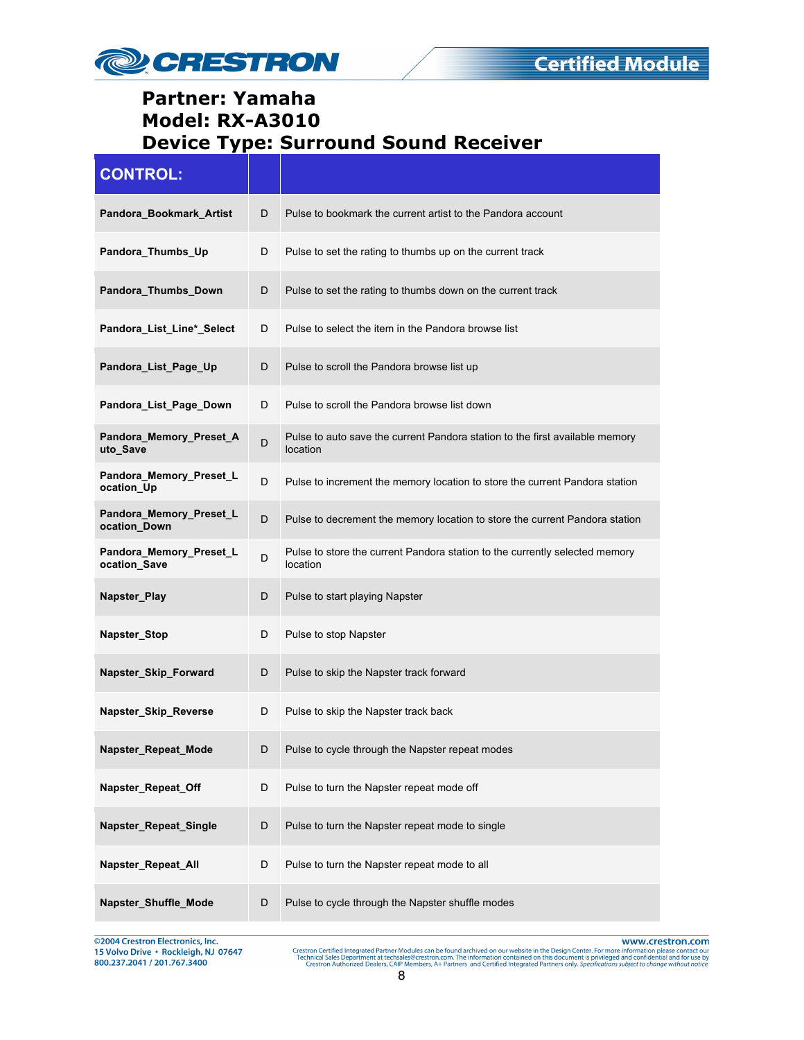**Partner: Yamaha**
**Model: RX-A3010**
**Device Type: Surround Sound Receiver**

| CONTROL: | | |
|---|---|---|
| **Pandora_Bookmark_Artist** | D | Pulse to bookmark the current artist to the Pandora account |
| **Pandora_Thumbs_Up** | D | Pulse to set the rating to thumbs up on the current track |
| **Pandora_Thumbs_Down** | D | Pulse to set the rating to thumbs down on the current track |
| **Pandora_List_Line*_Select** | D | Pulse to select the item in the Pandora browse list |
| **Pandora_List_Page_Up** | D | Pulse to scroll the Pandora browse list up |
| **Pandora_List_Page_Down** | D | Pulse to scroll the Pandora browse list down |
| **Pandora_Memory_Preset_Auto_Save** | D | Pulse to auto save the current Pandora station to the first available memory location |
| **Pandora_Memory_Preset_Location_Up** | D | Pulse to increment the memory location to store the current Pandora station |
| **Pandora_Memory_Preset_Location_Down** | D | Pulse to decrement the memory location to store the current Pandora station |
| **Pandora_Memory_Preset_Location_Save** | D | Pulse to store the current Pandora station to the currently selected memory location |
| **Napster_Play** | D | Pulse to start playing Napster |
| **Napster_Stop** | D | Pulse to stop Napster |
| **Napster_Skip_Forward** | D | Pulse to skip the Napster track forward |
| **Napster_Skip_Reverse** | D | Pulse to skip the Napster track back |
| **Napster_Repeat_Mode** | D | Pulse to cycle through the Napster repeat modes |
| **Napster_Repeat_Off** | D | Pulse to turn the Napster repeat mode off |
| **Napster_Repeat_Single** | D | Pulse to turn the Napster repeat mode to single |
| **Napster_Repeat_All** | D | Pulse to turn the Napster repeat mode to all |
| **Napster_Shuffle_Mode** | D | Pulse to cycle through the Napster shuffle modes |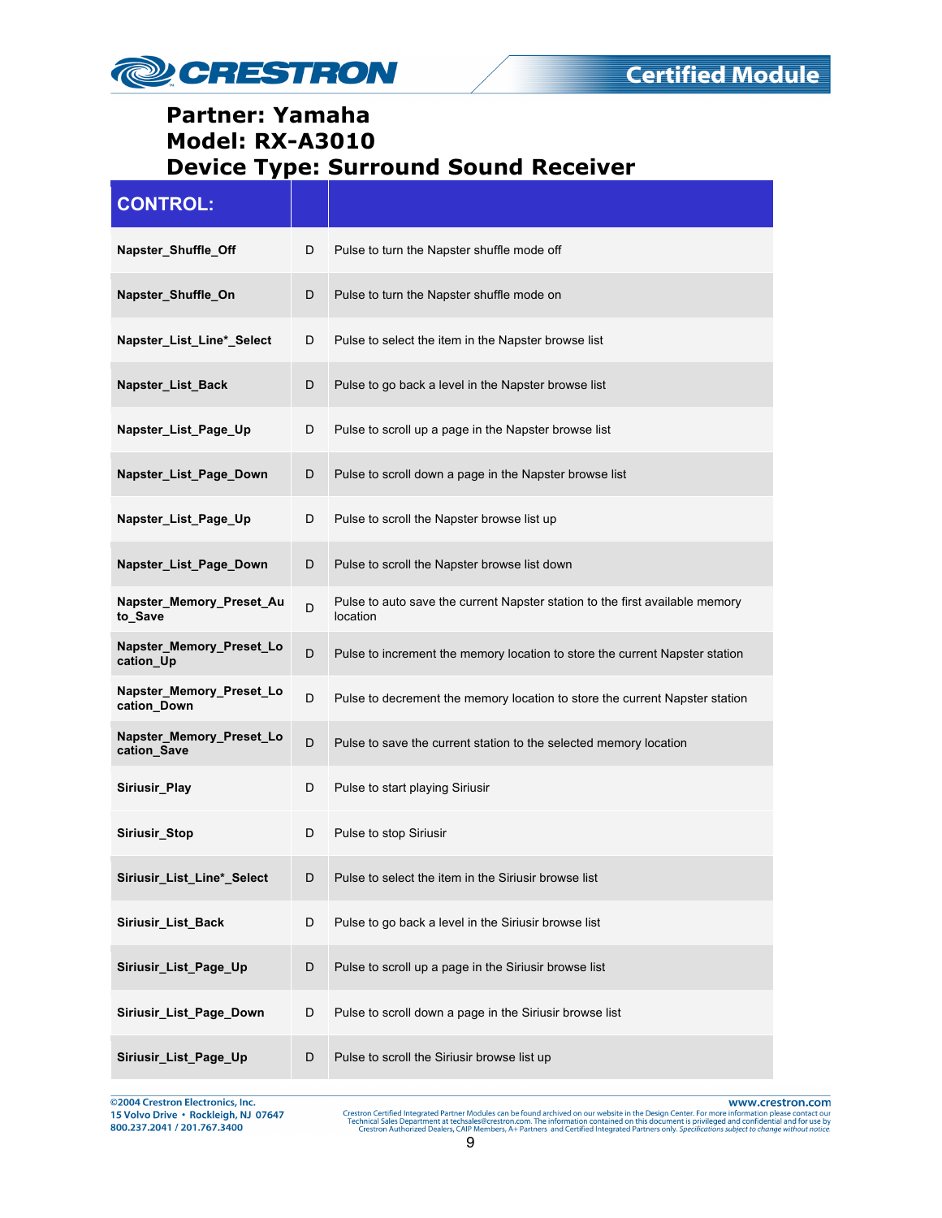# Partner: Yamaha
# Model: RX-A3010
# Device Type: Surround Sound Receiver

| CONTROL: | | |
|---|---|---|
| Napster_Shuffle_Off | D | Pulse to turn the Napster shuffle mode off |
| Napster_Shuffle_On | D | Pulse to turn the Napster shuffle mode on |
| Napster_List_Line*_Select | D | Pulse to select the item in the Napster browse list |
| Napster_List_Back | D | Pulse to go back a level in the Napster browse list |
| Napster_List_Page_Up | D | Pulse to scroll up a page in the Napster browse list |
| Napster_List_Page_Down | D | Pulse to scroll down a page in the Napster browse list |
| Napster_List_Page_Up | D | Pulse to scroll the Napster browse list up |
| Napster_List_Page_Down | D | Pulse to scroll the Napster browse list down |
| Napster_Memory_Preset_Auto_Save | D | Pulse to auto save the current Napster station to the first available memory location |
| Napster_Memory_Preset_Location_Up | D | Pulse to increment the memory location to store the current Napster station |
| Napster_Memory_Preset_Location_Down | D | Pulse to decrement the memory location to store the current Napster station |
| Napster_Memory_Preset_Location_Save | D | Pulse to save the current station to the selected memory location |
| Siriusir_Play | D | Pulse to start playing Siriusir |
| Siriusir_Stop | D | Pulse to stop Siriusir |
| Siriusir_List_Line*_Select | D | Pulse to select the item in the Siriusir browse list |
| Siriusir_List_Back | D | Pulse to go back a level in the Siriusir browse list |
| Siriusir_List_Page_Up | D | Pulse to scroll up a page in the Siriusir browse list |
| Siriusir_List_Page_Down | D | Pulse to scroll down a page in the Siriusir browse list |
| Siriusir_List_Page_Up | D | Pulse to scroll the Siriusir browse list up |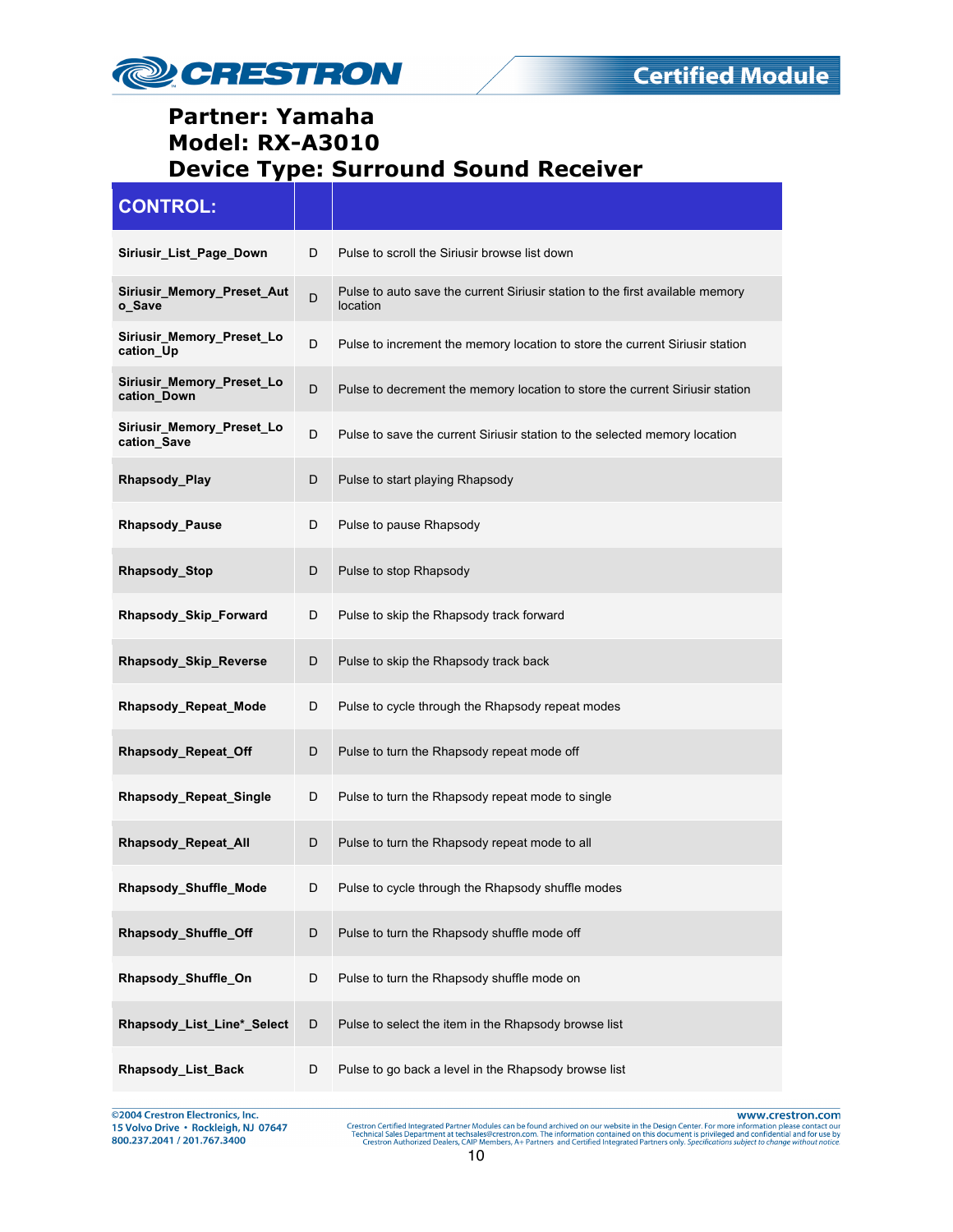# Partner: Yamaha
# Model: RX-A3010
# Device Type: Surround Sound Receiver

| CONTROL: | | |
|---|---|---|
| **Siriusir_List_Page_Down** | D | Pulse to scroll the Siriusir browse list down |
| **Siriusir_Memory_Preset_Auto_Save** | D | Pulse to auto save the current Siriusir station to the first available memory location |
| **Siriusir_Memory_Preset_Location_Up** | D | Pulse to increment the memory location to store the current Siriusir station |
| **Siriusir_Memory_Preset_Location_Down** | D | Pulse to decrement the memory location to store the current Siriusir station |
| **Siriusir_Memory_Preset_Location_Save** | D | Pulse to save the current Siriusir station to the selected memory location |
| **Rhapsody_Play** | D | Pulse to start playing Rhapsody |
| **Rhapsody_Pause** | D | Pulse to pause Rhapsody |
| **Rhapsody_Stop** | D | Pulse to stop Rhapsody |
| **Rhapsody_Skip_Forward** | D | Pulse to skip the Rhapsody track forward |
| **Rhapsody_Skip_Reverse** | D | Pulse to skip the Rhapsody track back |
| **Rhapsody_Repeat_Mode** | D | Pulse to cycle through the Rhapsody repeat modes |
| **Rhapsody_Repeat_Off** | D | Pulse to turn the Rhapsody repeat mode off |
| **Rhapsody_Repeat_Single** | D | Pulse to turn the Rhapsody repeat mode to single |
| **Rhapsody_Repeat_All** | D | Pulse to turn the Rhapsody repeat mode to all |
| **Rhapsody_Shuffle_Mode** | D | Pulse to cycle through the Rhapsody shuffle modes |
| **Rhapsody_Shuffle_Off** | D | Pulse to turn the Rhapsody shuffle mode off |
| **Rhapsody_Shuffle_On** | D | Pulse to turn the Rhapsody shuffle mode on |
| **Rhapsody_List_Line*_Select** | D | Pulse to select the item in the Rhapsody browse list |
| **Rhapsody_List_Back** | D | Pulse to go back a level in the Rhapsody browse list |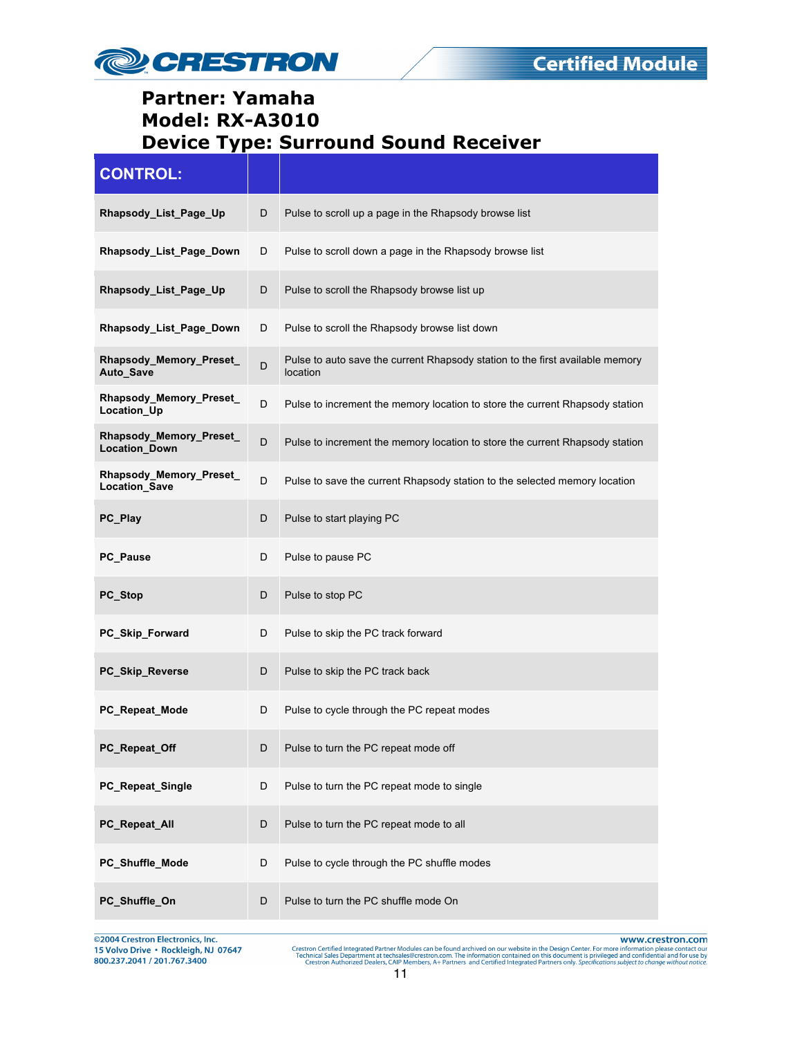**Partner: Yamaha**
**Model: RX-A3010**
**Device Type: Surround Sound Receiver**

| CONTROL: | | |
|---|---|---|
| **Rhapsody_List_Page_Up** | D | Pulse to scroll up a page in the Rhapsody browse list |
| **Rhapsody_List_Page_Down** | D | Pulse to scroll down a page in the Rhapsody browse list |
| **Rhapsody_List_Page_Up** | D | Pulse to scroll the Rhapsody browse list up |
| **Rhapsody_List_Page_Down** | D | Pulse to scroll the Rhapsody browse list down |
| **Rhapsody_Memory_Preset_ Auto_Save** | D | Pulse to auto save the current Rhapsody station to the first available memory location |
| **Rhapsody_Memory_Preset_ Location_Up** | D | Pulse to increment the memory location to store the current Rhapsody station |
| **Rhapsody_Memory_Preset_ Location_Down** | D | Pulse to increment the memory location to store the current Rhapsody station |
| **Rhapsody_Memory_Preset_ Location_Save** | D | Pulse to save the current Rhapsody station to the selected memory location |
| **PC_Play** | D | Pulse to start playing PC |
| **PC_Pause** | D | Pulse to pause PC |
| **PC_Stop** | D | Pulse to stop PC |
| **PC_Skip_Forward** | D | Pulse to skip the PC track forward |
| **PC_Skip_Reverse** | D | Pulse to skip the PC track back |
| **PC_Repeat_Mode** | D | Pulse to cycle through the PC repeat modes |
| **PC_Repeat_Off** | D | Pulse to turn the PC repeat mode off |
| **PC_Repeat_Single** | D | Pulse to turn the PC repeat mode to single |
| **PC_Repeat_All** | D | Pulse to turn the PC repeat mode to all |
| **PC_Shuffle_Mode** | D | Pulse to cycle through the PC shuffle modes |
| **PC_Shuffle_On** | D | Pulse to turn the PC shuffle mode On |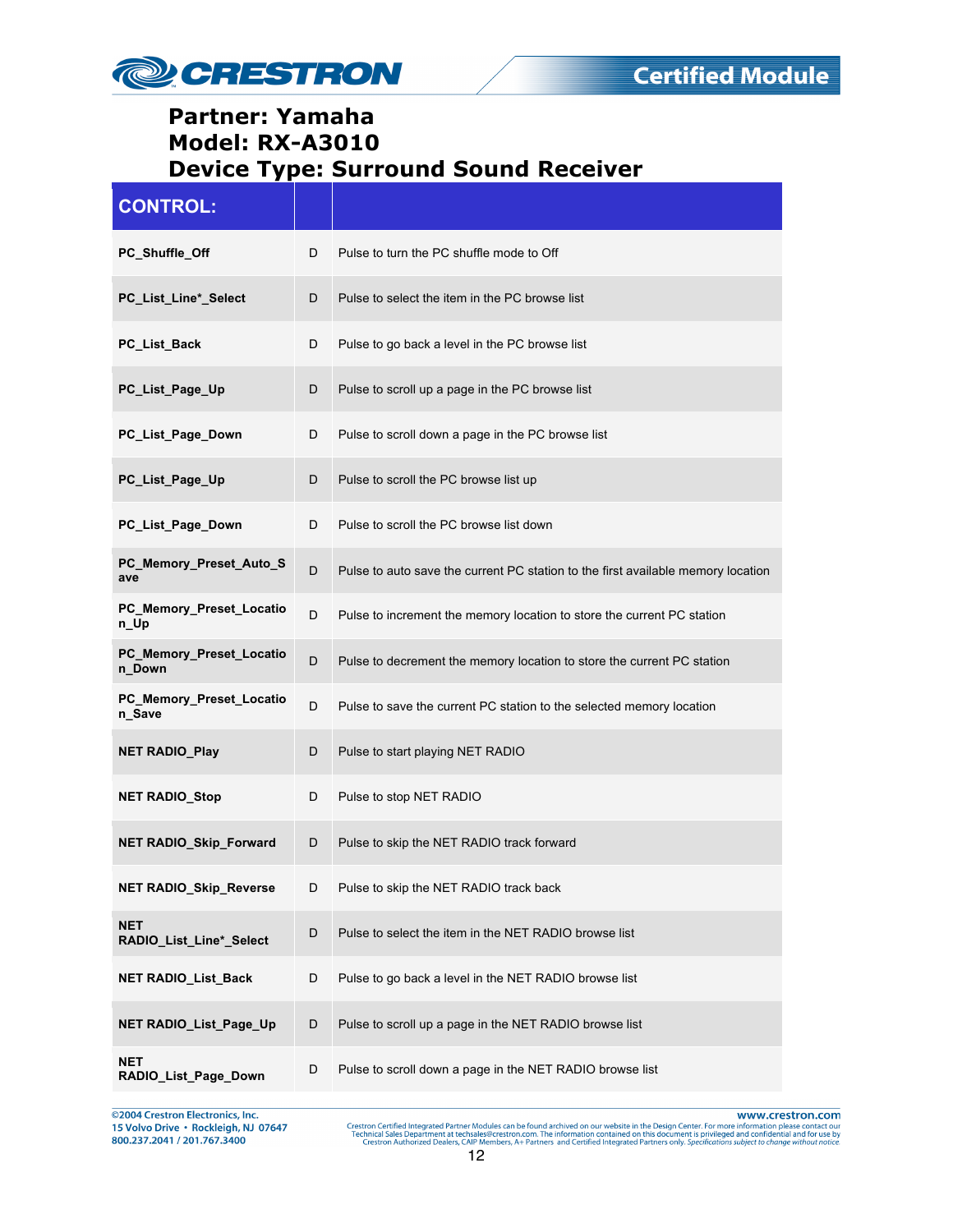**Partner: Yamaha**
**Model: RX-A3010**
**Device Type: Surround Sound Receiver**

| CONTROL: | | |
|---|---|---|
| PC_Shuffle_Off | D | Pulse to turn the PC shuffle mode to Off |
| PC_List_Line*_Select | D | Pulse to select the item in the PC browse list |
| PC_List_Back | D | Pulse to go back a level in the PC browse list |
| PC_List_Page_Up | D | Pulse to scroll up a page in the PC browse list |
| PC_List_Page_Down | D | Pulse to scroll down a page in the PC browse list |
| PC_List_Page_Up | D | Pulse to scroll the PC browse list up |
| PC_List_Page_Down | D | Pulse to scroll the PC browse list down |
| PC_Memory_Preset_Auto_Save | D | Pulse to auto save the current PC station to the first available memory location |
| PC_Memory_Preset_Location_Up | D | Pulse to increment the memory location to store the current PC station |
| PC_Memory_Preset_Location_Down | D | Pulse to decrement the memory location to store the current PC station |
| PC_Memory_Preset_Location_Save | D | Pulse to save the current PC station to the selected memory location |
| NET RADIO_Play | D | Pulse to start playing NET RADIO |
| NET RADIO_Stop | D | Pulse to stop NET RADIO |
| NET RADIO_Skip_Forward | D | Pulse to skip the NET RADIO track forward |
| NET RADIO_Skip_Reverse | D | Pulse to skip the NET RADIO track back |
| NET RADIO_List_Line*_Select | D | Pulse to select the item in the NET RADIO browse list |
| NET RADIO_List_Back | D | Pulse to go back a level in the NET RADIO browse list |
| NET RADIO_List_Page_Up | D | Pulse to scroll up a page in the NET RADIO browse list |
| NET RADIO_List_Page_Down | D | Pulse to scroll down a page in the NET RADIO browse list |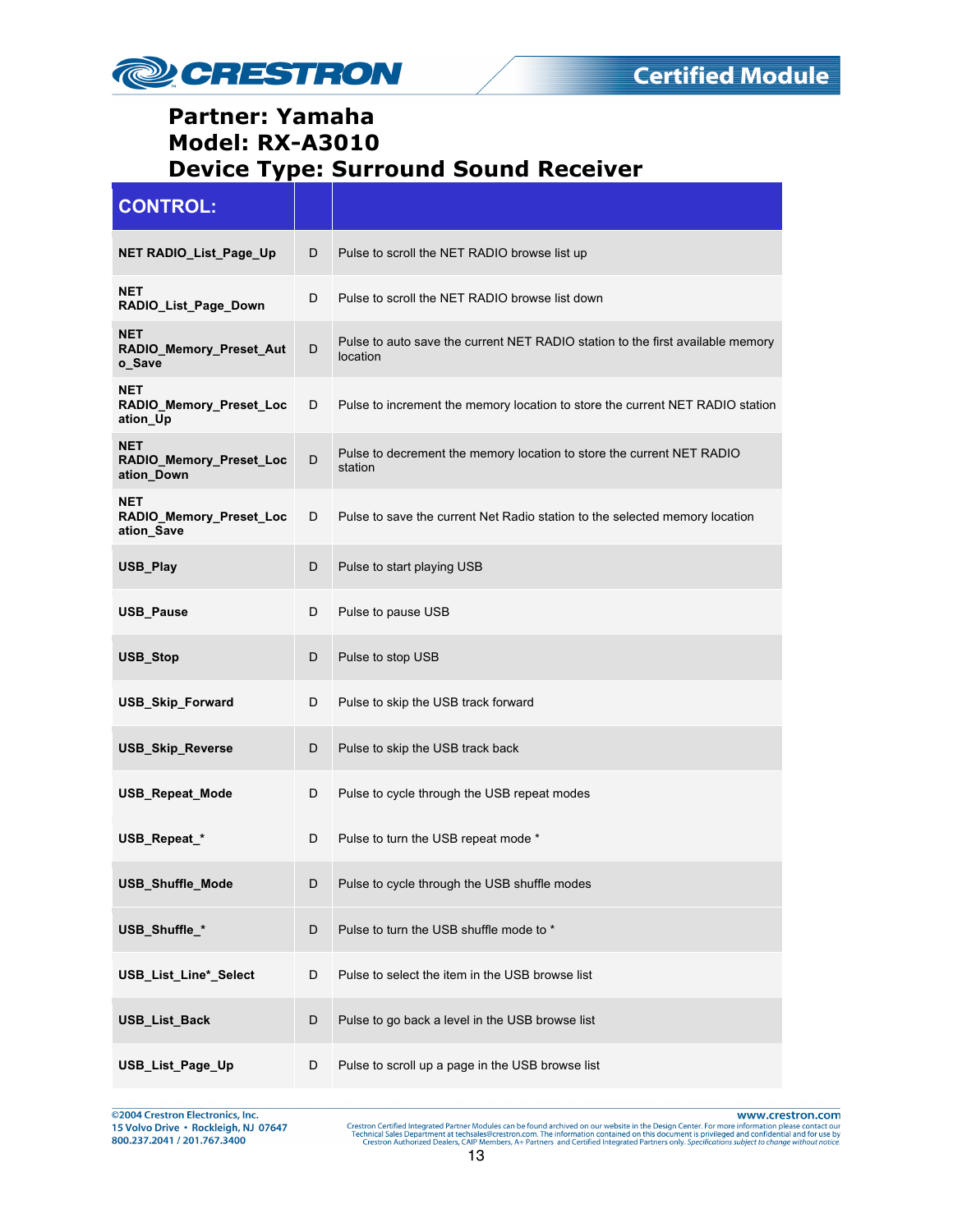**Partner: Yamaha**
**Model: RX-A3010**
**Device Type: Surround Sound Receiver**

| CONTROL: | | |
|---|---|---|
| NET RADIO_List_Page_Up | D | Pulse to scroll the NET RADIO browse list up |
| NET RADIO_List_Page_Down | D | Pulse to scroll the NET RADIO browse list down |
| NET RADIO_Memory_Preset_Auto_Save | D | Pulse to auto save the current NET RADIO station to the first available memory location |
| NET RADIO_Memory_Preset_Location_Up | D | Pulse to increment the memory location to store the current NET RADIO station |
| NET RADIO_Memory_Preset_Location_Down | D | Pulse to decrement the memory location to store the current NET RADIO station |
| NET RADIO_Memory_Preset_Location_Save | D | Pulse to save the current Net Radio station to the selected memory location |
| USB_Play | D | Pulse to start playing USB |
| USB_Pause | D | Pulse to pause USB |
| USB_Stop | D | Pulse to stop USB |
| USB_Skip_Forward | D | Pulse to skip the USB track forward |
| USB_Skip_Reverse | D | Pulse to skip the USB track back |
| USB_Repeat_Mode | D | Pulse to cycle through the USB repeat modes |
| USB_Repeat_* | D | Pulse to turn the USB repeat mode * |
| USB_Shuffle_Mode | D | Pulse to cycle through the USB shuffle modes |
| USB_Shuffle_* | D | Pulse to turn the USB shuffle mode to * |
| USB_List_Line*_Select | D | Pulse to select the item in the USB browse list |
| USB_List_Back | D | Pulse to go back a level in the USB browse list |
| USB_List_Page_Up | D | Pulse to scroll up a page in the USB browse list |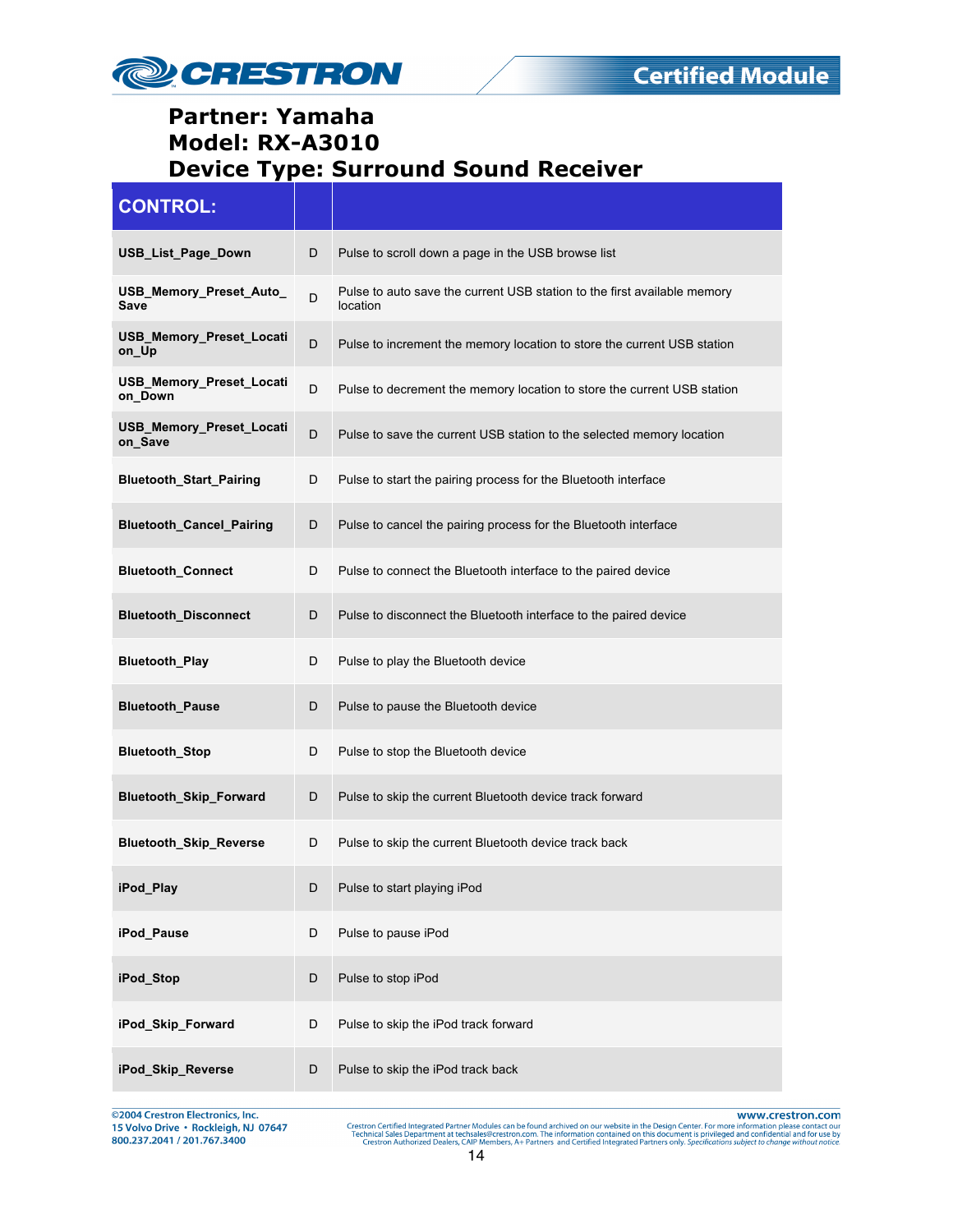**Partner: Yamaha**
**Model: RX-A3010**
**Device Type: Surround Sound Receiver**

| CONTROL: | | |
|---|---|---|
| **USB_List_Page_Down** | D | Pulse to scroll down a page in the USB browse list |
| **USB_Memory_Preset_Auto_Save** | D | Pulse to auto save the current USB station to the first available memory location |
| **USB_Memory_Preset_Location_Up** | D | Pulse to increment the memory location to store the current USB station |
| **USB_Memory_Preset_Location_Down** | D | Pulse to decrement the memory location to store the current USB station |
| **USB_Memory_Preset_Location_Save** | D | Pulse to save the current USB station to the selected memory location |
| **Bluetooth_Start_Pairing** | D | Pulse to start the pairing process for the Bluetooth interface |
| **Bluetooth_Cancel_Pairing** | D | Pulse to cancel the pairing process for the Bluetooth interface |
| **Bluetooth_Connect** | D | Pulse to connect the Bluetooth interface to the paired device |
| **Bluetooth_Disconnect** | D | Pulse to disconnect the Bluetooth interface to the paired device |
| **Bluetooth_Play** | D | Pulse to play the Bluetooth device |
| **Bluetooth_Pause** | D | Pulse to pause the Bluetooth device |
| **Bluetooth_Stop** | D | Pulse to stop the Bluetooth device |
| **Bluetooth_Skip_Forward** | D | Pulse to skip the current Bluetooth device track forward |
| **Bluetooth_Skip_Reverse** | D | Pulse to skip the current Bluetooth device track back |
| **iPod_Play** | D | Pulse to start playing iPod |
| **iPod_Pause** | D | Pulse to pause iPod |
| **iPod_Stop** | D | Pulse to stop iPod |
| **iPod_Skip_Forward** | D | Pulse to skip the iPod track forward |
| **iPod_Skip_Reverse** | D | Pulse to skip the iPod track back |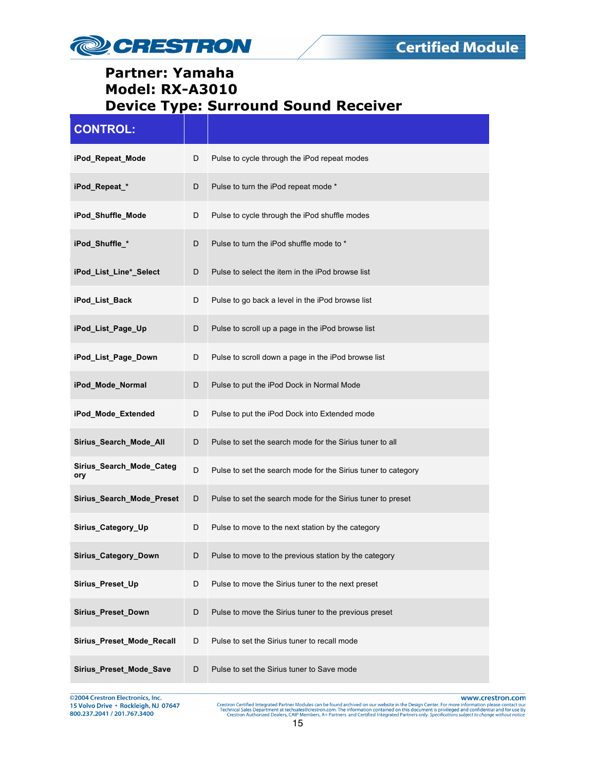# Partner: Yamaha
# Model: RX-A3010
# Device Type: Surround Sound Receiver

| CONTROL: | | |
|---|---|---|
| **iPod_Repeat_Mode** | D | Pulse to cycle through the iPod repeat modes |
| **iPod_Repeat_*** | D | Pulse to turn the iPod repeat mode * |
| **iPod_Shuffle_Mode** | D | Pulse to cycle through the iPod shuffle modes |
| **iPod_Shuffle_*** | D | Pulse to turn the iPod shuffle mode to * |
| **iPod_List_Line*_Select** | D | Pulse to select the item in the iPod browse list |
| **iPod_List_Back** | D | Pulse to go back a level in the iPod browse list |
| **iPod_List_Page_Up** | D | Pulse to scroll up a page in the iPod browse list |
| **iPod_List_Page_Down** | D | Pulse to scroll down a page in the iPod browse list |
| **iPod_Mode_Normal** | D | Pulse to put the iPod Dock in Normal Mode |
| **iPod_Mode_Extended** | D | Pulse to put the iPod Dock into Extended mode |
| **Sirius_Search_Mode_All** | D | Pulse to set the search mode for the Sirius tuner to all |
| **Sirius_Search_Mode_Category** | D | Pulse to set the search mode for the Sirius tuner to category |
| **Sirius_Search_Mode_Preset** | D | Pulse to set the search mode for the Sirius tuner to preset |
| **Sirius_Category_Up** | D | Pulse to move to the next station by the category |
| **Sirius_Category_Down** | D | Pulse to move to the previous station by the category |
| **Sirius_Preset_Up** | D | Pulse to move the Sirius tuner to the next preset |
| **Sirius_Preset_Down** | D | Pulse to move the Sirius tuner to the previous preset |
| **Sirius_Preset_Mode_Recall** | D | Pulse to set the Sirius tuner to recall mode |
| **Sirius_Preset_Mode_Save** | D | Pulse to set the Sirius tuner to Save mode |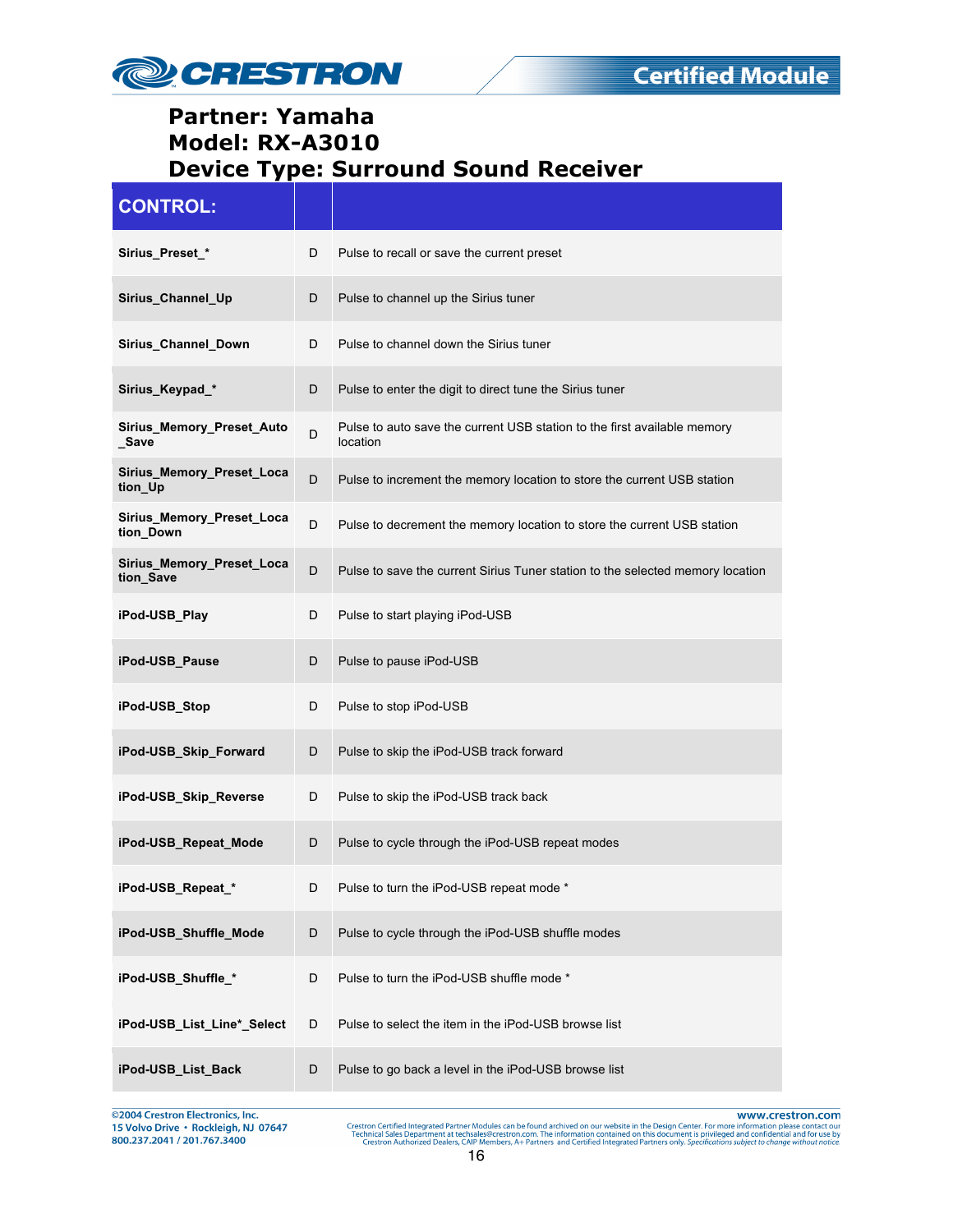# Partner: Yamaha
# Model: RX-A3010
# Device Type: Surround Sound Receiver

| CONTROL: | | |
|---|---|---|
| Sirius_Preset_* | D | Pulse to recall or save the current preset |
| Sirius_Channel_Up | D | Pulse to channel up the Sirius tuner |
| Sirius_Channel_Down | D | Pulse to channel down the Sirius tuner |
| Sirius_Keypad_* | D | Pulse to enter the digit to direct tune the Sirius tuner |
| Sirius_Memory_Preset_Auto_Save | D | Pulse to auto save the current USB station to the first available memory location |
| Sirius_Memory_Preset_Location_Up | D | Pulse to increment the memory location to store the current USB station |
| Sirius_Memory_Preset_Location_Down | D | Pulse to decrement the memory location to store the current USB station |
| Sirius_Memory_Preset_Location_Save | D | Pulse to save the current Sirius Tuner station to the selected memory location |
| iPod-USB_Play | D | Pulse to start playing iPod-USB |
| iPod-USB_Pause | D | Pulse to pause iPod-USB |
| iPod-USB_Stop | D | Pulse to stop iPod-USB |
| iPod-USB_Skip_Forward | D | Pulse to skip the iPod-USB track forward |
| iPod-USB_Skip_Reverse | D | Pulse to skip the iPod-USB track back |
| iPod-USB_Repeat_Mode | D | Pulse to cycle through the iPod-USB repeat modes |
| iPod-USB_Repeat_* | D | Pulse to turn the iPod-USB repeat mode * |
| iPod-USB_Shuffle_Mode | D | Pulse to cycle through the iPod-USB shuffle modes |
| iPod-USB_Shuffle_* | D | Pulse to turn the iPod-USB shuffle mode * |
| iPod-USB_List_Line*_Select | D | Pulse to select the item in the iPod-USB browse list |
| iPod-USB_List_Back | D | Pulse to go back a level in the iPod-USB browse list |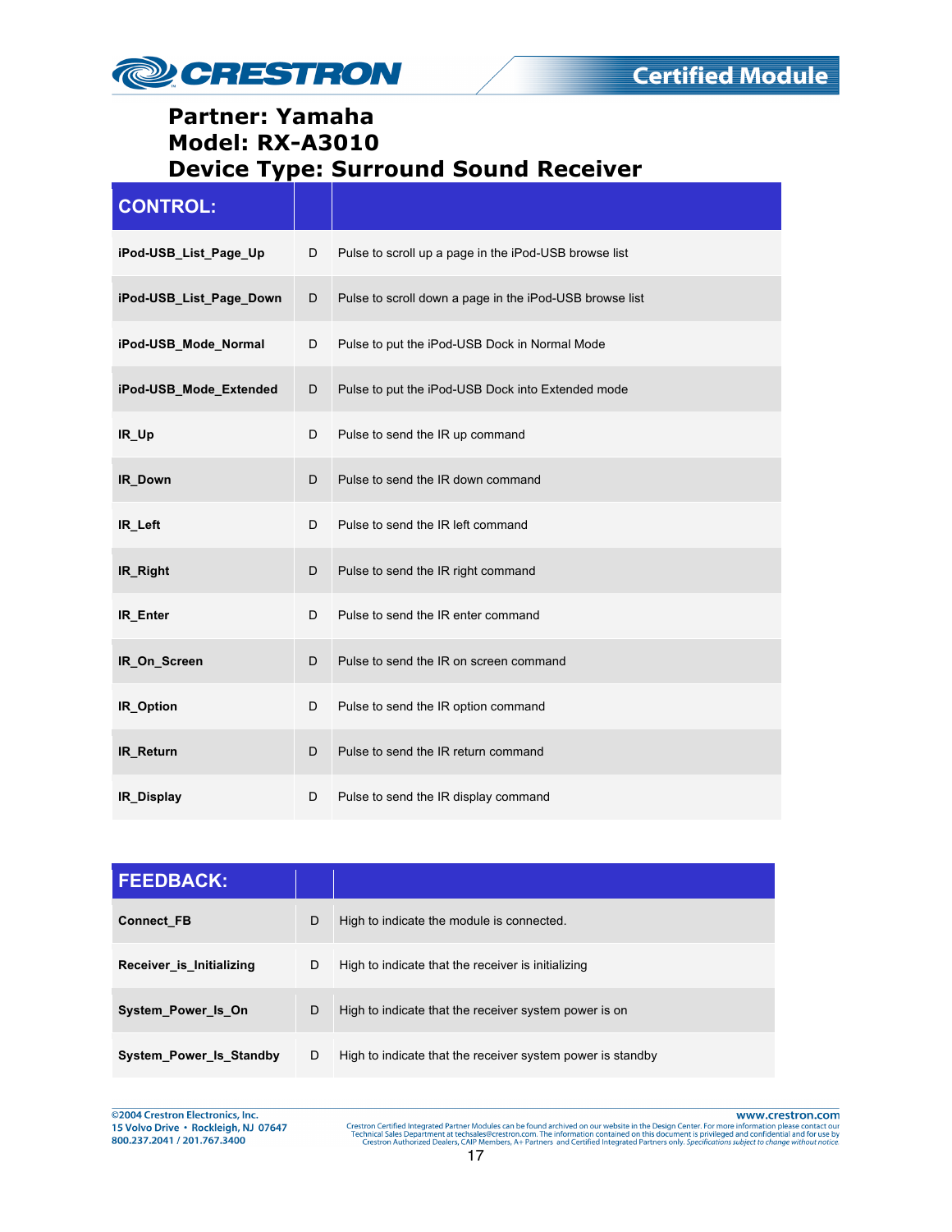# Partner: Yamaha
# Model: RX-A3010
# Device Type: Surround Sound Receiver

| CONTROL: | | |
|---|---|---|
| iPod-USB_List_Page_Up | D | Pulse to scroll up a page in the iPod-USB browse list |
| iPod-USB_List_Page_Down | D | Pulse to scroll down a page in the iPod-USB browse list |
| iPod-USB_Mode_Normal | D | Pulse to put the iPod-USB Dock in Normal Mode |
| iPod-USB_Mode_Extended | D | Pulse to put the iPod-USB Dock into Extended mode |
| IR_Up | D | Pulse to send the IR up command |
| IR_Down | D | Pulse to send the IR down command |
| IR_Left | D | Pulse to send the IR left command |
| IR_Right | D | Pulse to send the IR right command |
| IR_Enter | D | Pulse to send the IR enter command |
| IR_On_Screen | D | Pulse to send the IR on screen command |
| IR_Option | D | Pulse to send the IR option command |
| IR_Return | D | Pulse to send the IR return command |
| IR_Display | D | Pulse to send the IR display command |

| FEEDBACK: | | |
|---|---|---|
| Connect_FB | D | High to indicate the module is connected. |
| Receiver_is_Initializing | D | High to indicate that the receiver is initializing |
| System_Power_Is_On | D | High to indicate that the receiver system power is on |
| System_Power_Is_Standby | D | High to indicate that the receiver system power is standby |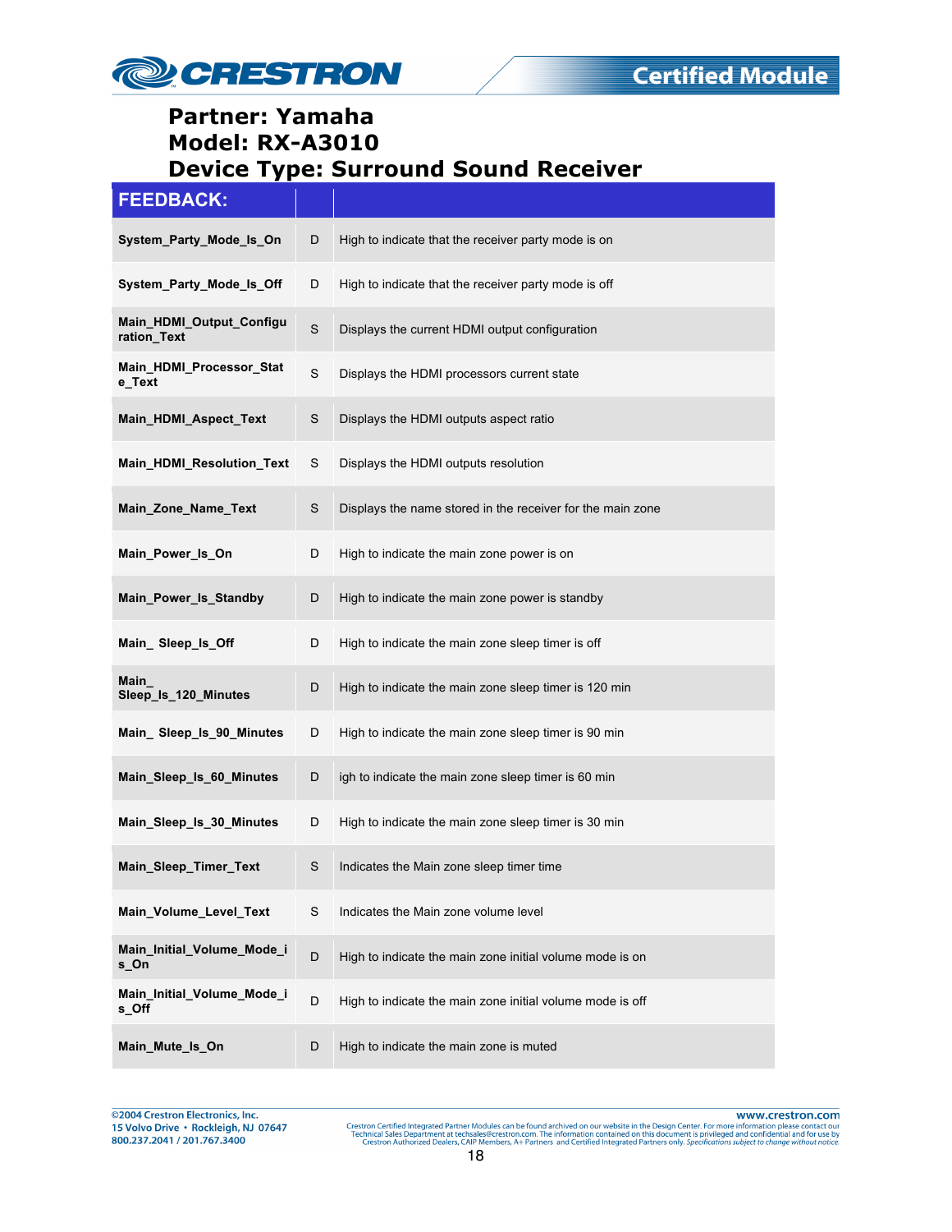# Partner: Yamaha
# Model: RX-A3010
# Device Type: Surround Sound Receiver

| FEEDBACK: | | |
|---|---|---|
| **System_Party_Mode_Is_On** | D | High to indicate that the receiver party mode is on |
| **System_Party_Mode_Is_Off** | D | High to indicate that the receiver party mode is off |
| **Main_HDMI_Output_Configuration_Text** | S | Displays the current HDMI output configuration |
| **Main_HDMI_Processor_State_Text** | S | Displays the HDMI processors current state |
| **Main_HDMI_Aspect_Text** | S | Displays the HDMI outputs aspect ratio |
| **Main_HDMI_Resolution_Text** | S | Displays the HDMI outputs resolution |
| **Main_Zone_Name_Text** | S | Displays the name stored in the receiver for the main zone |
| **Main_Power_Is_On** | D | High to indicate the main zone power is on |
| **Main_Power_Is_Standby** | D | High to indicate the main zone power is standby |
| **Main_ Sleep_Is_Off** | D | High to indicate the main zone sleep timer is off |
| **Main_ Sleep_Is_120_Minutes** | D | High to indicate the main zone sleep timer is 120 min |
| **Main_ Sleep_Is_90_Minutes** | D | High to indicate the main zone sleep timer is 90 min |
| **Main_Sleep_Is_60_Minutes** | D | igh to indicate the main zone sleep timer is 60 min |
| **Main_Sleep_Is_30_Minutes** | D | High to indicate the main zone sleep timer is 30 min |
| **Main_Sleep_Timer_Text** | S | Indicates the Main zone sleep timer time |
| **Main_Volume_Level_Text** | S | Indicates the Main zone volume level |
| **Main_Initial_Volume_Mode_is_On** | D | High to indicate the main zone initial volume mode is on |
| **Main_Initial_Volume_Mode_is_Off** | D | High to indicate the main zone initial volume mode is off |
| **Main_Mute_Is_On** | D | High to indicate the main zone is muted |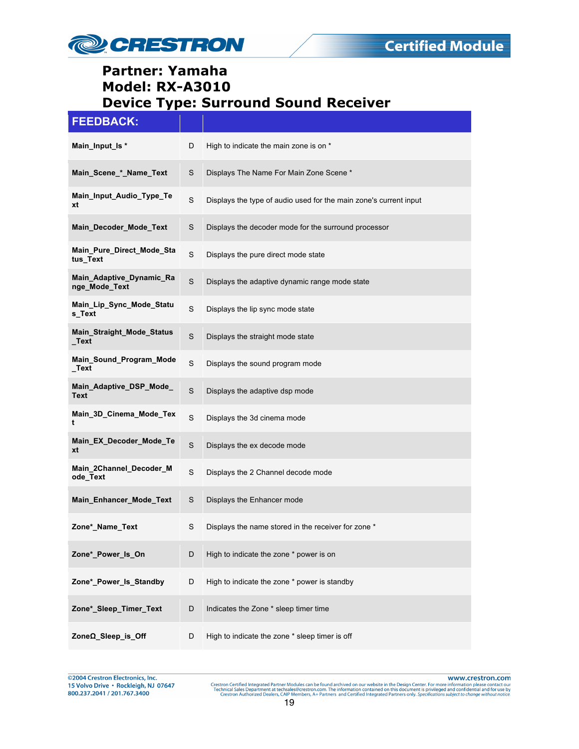**Partner: Yamaha**
**Model: RX-A3010**
**Device Type: Surround Sound Receiver**

| FEEDBACK: | | |
|---|---|---|
| **Main_Input_Is *** | D | High to indicate the main zone is on * |
| **Main_Scene_*_Name_Text** | S | Displays The Name For Main Zone Scene * |
| **Main_Input_Audio_Type_Text** | S | Displays the type of audio used for the main zone's current input |
| **Main_Decoder_Mode_Text** | S | Displays the decoder mode for the surround processor |
| **Main_Pure_Direct_Mode_Status_Text** | S | Displays the pure direct mode state |
| **Main_Adaptive_Dynamic_Range_Mode_Text** | S | Displays the adaptive dynamic range mode state |
| **Main_Lip_Sync_Mode_Status_Text** | S | Displays the lip sync mode state |
| **Main_Straight_Mode_Status_Text** | S | Displays the straight mode state |
| **Main_Sound_Program_Mode_Text** | S | Displays the sound program mode |
| **Main_Adaptive_DSP_Mode_Text** | S | Displays the adaptive dsp mode |
| **Main_3D_Cinema_Mode_Text** | S | Displays the 3d cinema mode |
| **Main_EX_Decoder_Mode_Text** | S | Displays the ex decode mode |
| **Main_2Channel_Decoder_Mode_Text** | S | Displays the 2 Channel decode mode |
| **Main_Enhancer_Mode_Text** | S | Displays the Enhancer mode |
| **Zone*_Name_Text** | S | Displays the name stored in the receiver for zone * |
| **Zone*_Power_Is_On** | D | High to indicate the zone * power is on |
| **Zone*_Power_Is_Standby** | D | High to indicate the zone * power is standby |
| **Zone*_Sleep_Timer_Text** | D | Indicates the Zone * sleep timer time |
| **ZoneΩ_Sleep_is_Off** | D | High to indicate the zone * sleep timer is off |

©2004 Crestron Electronics, Inc.
15 Volvo Drive • Rockleigh, NJ 07647
800.237.2041 / 201.767.3400

www.crestron.com
Crestron Certified Integrated Partner Modules can be found archived on our website in the Design Center. For more information please contact our Technical Sales Department at techsales@crestron.com. The information contained on this document is privileged and confidential and for use by Crestron Authorized Dealers, CAIP Members, A+ Partners and Certified Integrated Partners only. *Specifications subject to change without notice.*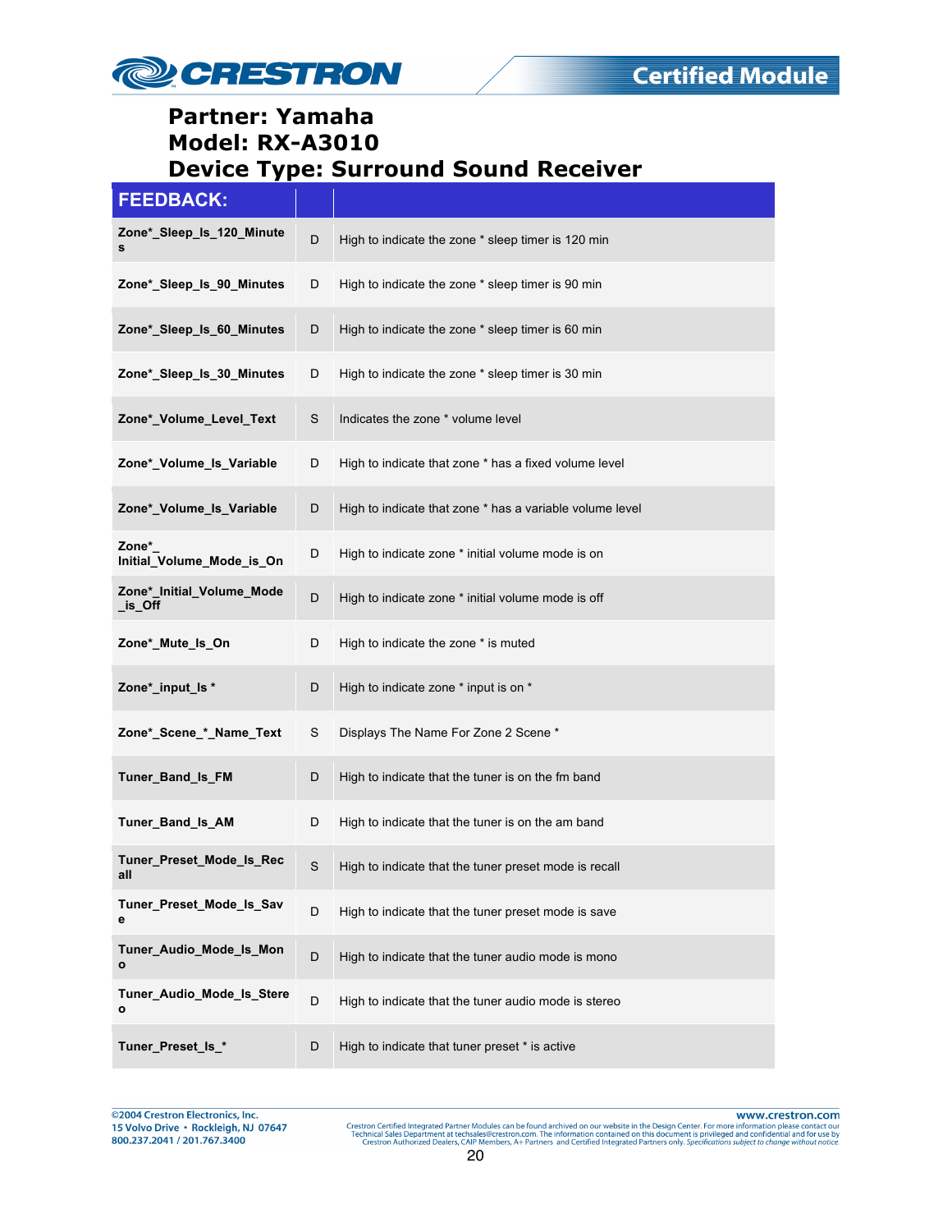**Partner: Yamaha**
**Model: RX-A3010**
**Device Type: Surround Sound Receiver**

| FEEDBACK: | | |
|---|---|---|
| Zone*_Sleep_Is_120_Minutes | D | High to indicate the zone * sleep timer is 120 min |
| Zone*_Sleep_Is_90_Minutes | D | High to indicate the zone * sleep timer is 90 min |
| Zone*_Sleep_Is_60_Minutes | D | High to indicate the zone * sleep timer is 60 min |
| Zone*_Sleep_Is_30_Minutes | D | High to indicate the zone * sleep timer is 30 min |
| Zone*_Volume_Level_Text | S | Indicates the zone * volume level |
| Zone*_Volume_Is_Variable | D | High to indicate that zone * has a fixed volume level |
| Zone*_Volume_Is_Variable | D | High to indicate that zone * has a variable volume level |
| Zone*_ Initial_Volume_Mode_is_On | D | High to indicate zone * initial volume mode is on |
| Zone*_Initial_Volume_Mode_is_Off | D | High to indicate zone * initial volume mode is off |
| Zone*_Mute_Is_On | D | High to indicate the zone * is muted |
| Zone*_input_Is * | D | High to indicate zone * input is on * |
| Zone*_Scene_*_Name_Text | S | Displays The Name For Zone 2 Scene * |
| Tuner_Band_Is_FM | D | High to indicate that the tuner is on the fm band |
| Tuner_Band_Is_AM | D | High to indicate that the tuner is on the am band |
| Tuner_Preset_Mode_Is_Recall | S | High to indicate that the tuner preset mode is recall |
| Tuner_Preset_Mode_Is_Save | D | High to indicate that the tuner preset mode is save |
| Tuner_Audio_Mode_Is_Mono | D | High to indicate that the tuner audio mode is mono |
| Tuner_Audio_Mode_Is_Stereo | D | High to indicate that the tuner audio mode is stereo |
| Tuner_Preset_Is_* | D | High to indicate that tuner preset * is active |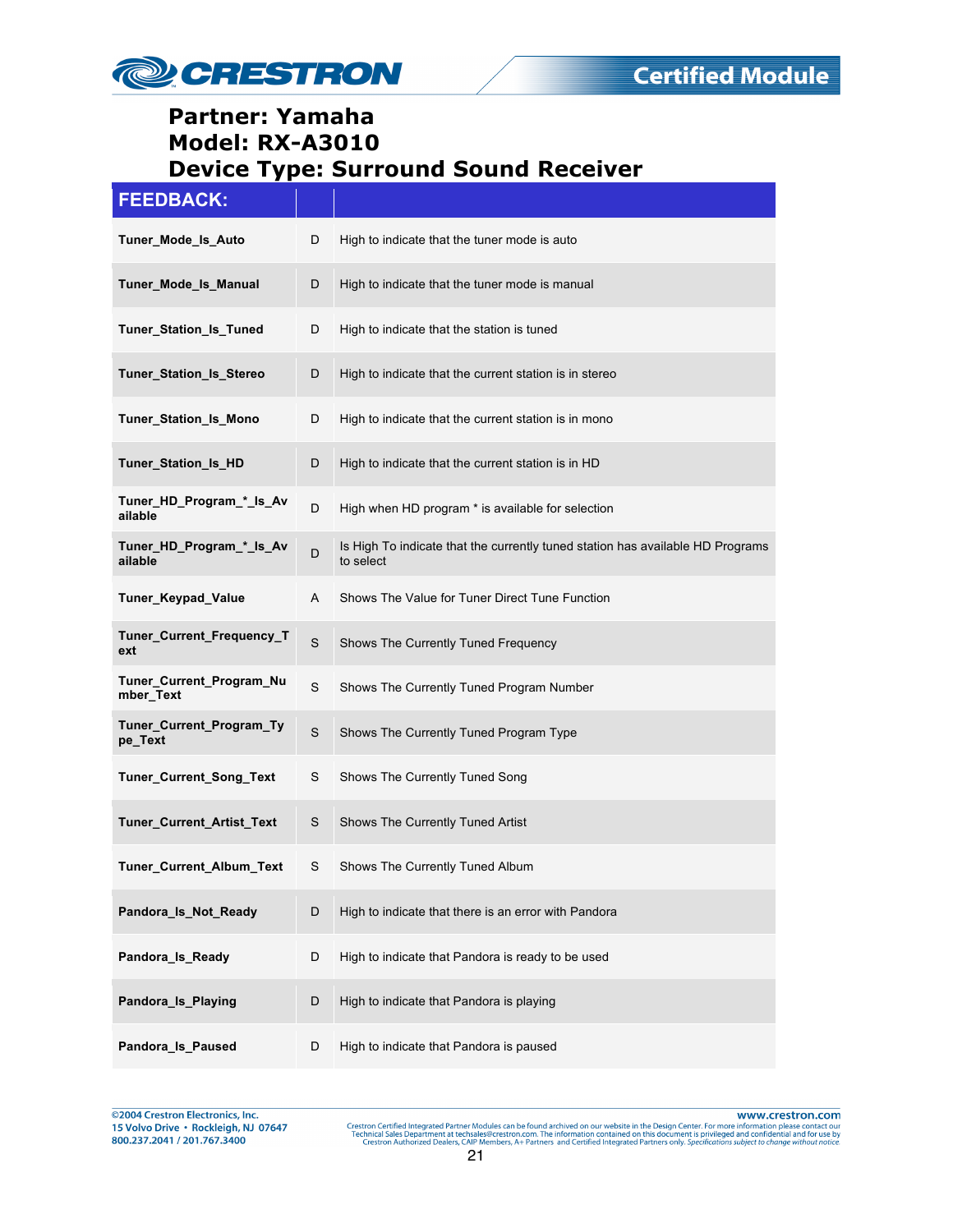# Partner: Yamaha
# Model: RX-A3010
# Device Type: Surround Sound Receiver

| FEEDBACK: | | |
|---|---|---|
| **Tuner_Mode_Is_Auto** | D | High to indicate that the tuner mode is auto |
| **Tuner_Mode_Is_Manual** | D | High to indicate that the tuner mode is manual |
| **Tuner_Station_Is_Tuned** | D | High to indicate that the station is tuned |
| **Tuner_Station_Is_Stereo** | D | High to indicate that the current station is in stereo |
| **Tuner_Station_Is_Mono** | D | High to indicate that the current station is in mono |
| **Tuner_Station_Is_HD** | D | High to indicate that the current station is in HD |
| **Tuner_HD_Program_*_Is_Available** | D | High when HD program * is available for selection |
| **Tuner_HD_Program_*_Is_Available** | D | Is High To indicate that the currently tuned station has available HD Programs to select |
| **Tuner_Keypad_Value** | A | Shows The Value for Tuner Direct Tune Function |
| **Tuner_Current_Frequency_Text** | S | Shows The Currently Tuned Frequency |
| **Tuner_Current_Program_Number_Text** | S | Shows The Currently Tuned Program Number |
| **Tuner_Current_Program_Type_Text** | S | Shows The Currently Tuned Program Type |
| **Tuner_Current_Song_Text** | S | Shows The Currently Tuned Song |
| **Tuner_Current_Artist_Text** | S | Shows The Currently Tuned Artist |
| **Tuner_Current_Album_Text** | S | Shows The Currently Tuned Album |
| **Pandora_Is_Not_Ready** | D | High to indicate that there is an error with Pandora |
| **Pandora_Is_Ready** | D | High to indicate that Pandora is ready to be used |
| **Pandora_Is_Playing** | D | High to indicate that Pandora is playing |
| **Pandora_Is_Paused** | D | High to indicate that Pandora is paused |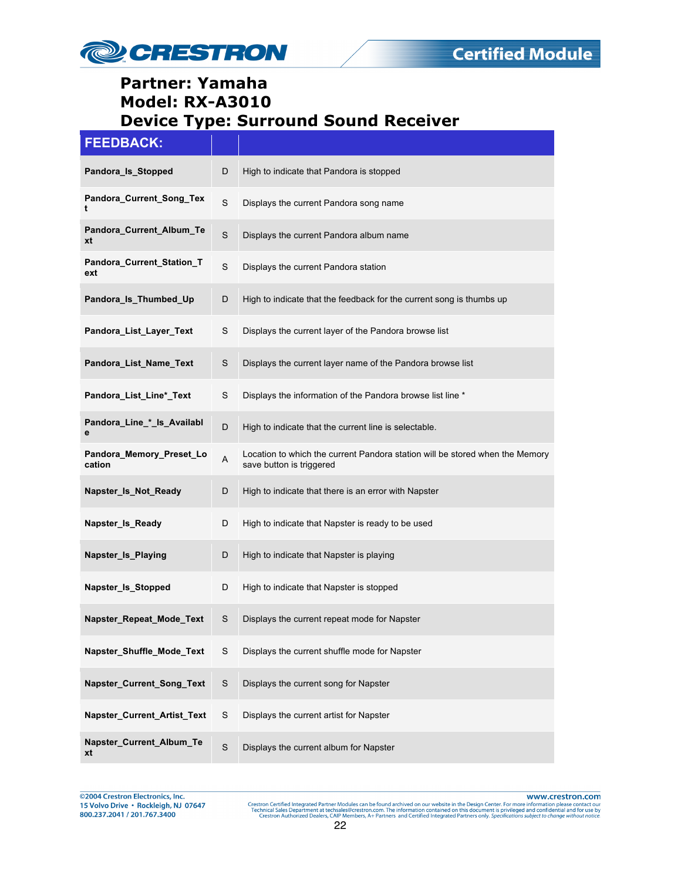# Partner: Yamaha
# Model: RX-A3010
# Device Type: Surround Sound Receiver

| FEEDBACK: | | |
|---|---|---|
| **Pandora_Is_Stopped** | D | High to indicate that Pandora is stopped |
| **Pandora_Current_Song_Text** | S | Displays the current Pandora song name |
| **Pandora_Current_Album_Text** | S | Displays the current Pandora album name |
| **Pandora_Current_Station_Text** | S | Displays the current Pandora station |
| **Pandora_Is_Thumbed_Up** | D | High to indicate that the feedback for the current song is thumbs up |
| **Pandora_List_Layer_Text** | S | Displays the current layer of the Pandora browse list |
| **Pandora_List_Name_Text** | S | Displays the current layer name of the Pandora browse list |
| **Pandora_List_Line*_Text** | S | Displays the information of the Pandora browse list line * |
| **Pandora_Line_*_Is_Available** | D | High to indicate that the current line is selectable. |
| **Pandora_Memory_Preset_Location** | A | Location to which the current Pandora station will be stored when the Memory save button is triggered |
| **Napster_Is_Not_Ready** | D | High to indicate that there is an error with Napster |
| **Napster_Is_Ready** | D | High to indicate that Napster is ready to be used |
| **Napster_Is_Playing** | D | High to indicate that Napster is playing |
| **Napster_Is_Stopped** | D | High to indicate that Napster is stopped |
| **Napster_Repeat_Mode_Text** | S | Displays the current repeat mode for Napster |
| **Napster_Shuffle_Mode_Text** | S | Displays the current shuffle mode for Napster |
| **Napster_Current_Song_Text** | S | Displays the current song for Napster |
| **Napster_Current_Artist_Text** | S | Displays the current artist for Napster |
| **Napster_Current_Album_Text** | S | Displays the current album for Napster |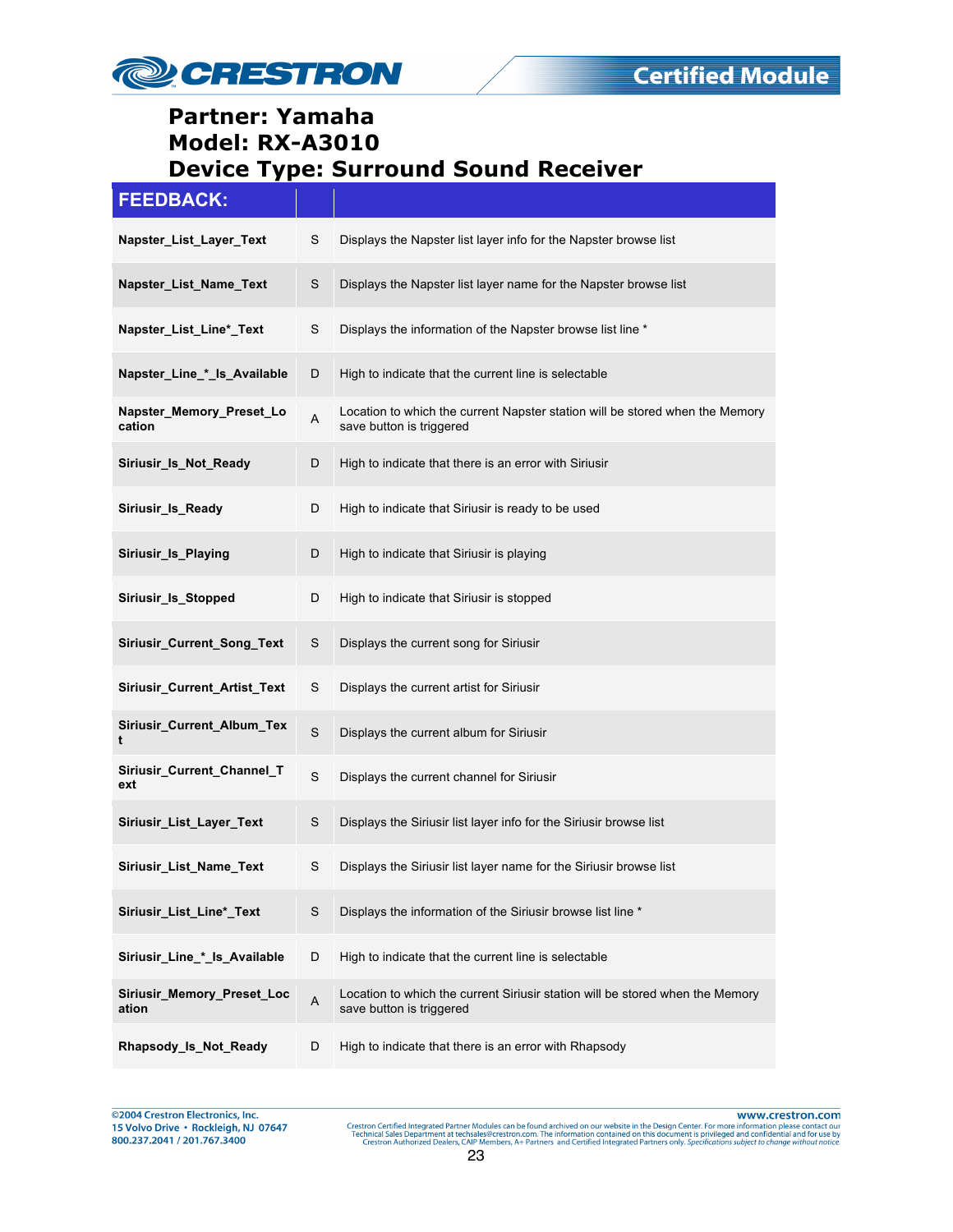# Partner: Yamaha
# Model: RX-A3010
# Device Type: Surround Sound Receiver

| FEEDBACK: | | |
|---|---|---|
| **Napster_List_Layer_Text** | S | Displays the Napster list layer info for the Napster browse list |
| **Napster_List_Name_Text** | S | Displays the Napster list layer name for the Napster browse list |
| **Napster_List_Line*_Text** | S | Displays the information of the Napster browse list line * |
| **Napster_Line_*_Is_Available** | D | High to indicate that the current line is selectable |
| **Napster_Memory_Preset_Location** | A | Location to which the current Napster station will be stored when the Memory save button is triggered |
| **Siriusir_Is_Not_Ready** | D | High to indicate that there is an error with Siriusir |
| **Siriusir_Is_Ready** | D | High to indicate that Siriusir is ready to be used |
| **Siriusir_Is_Playing** | D | High to indicate that Siriusir is playing |
| **Siriusir_Is_Stopped** | D | High to indicate that Siriusir is stopped |
| **Siriusir_Current_Song_Text** | S | Displays the current song for Siriusir |
| **Siriusir_Current_Artist_Text** | S | Displays the current artist for Siriusir |
| **Siriusir_Current_Album_Text** | S | Displays the current album for Siriusir |
| **Siriusir_Current_Channel_Text** | S | Displays the current channel for Siriusir |
| **Siriusir_List_Layer_Text** | S | Displays the Siriusir list layer info for the Siriusir browse list |
| **Siriusir_List_Name_Text** | S | Displays the Siriusir list layer name for the Siriusir browse list |
| **Siriusir_List_Line*_Text** | S | Displays the information of the Siriusir browse list line * |
| **Siriusir_Line_*_Is_Available** | D | High to indicate that the current line is selectable |
| **Siriusir_Memory_Preset_Location** | A | Location to which the current Siriusir station will be stored when the Memory save button is triggered |
| **Rhapsody_Is_Not_Ready** | D | High to indicate that there is an error with Rhapsody |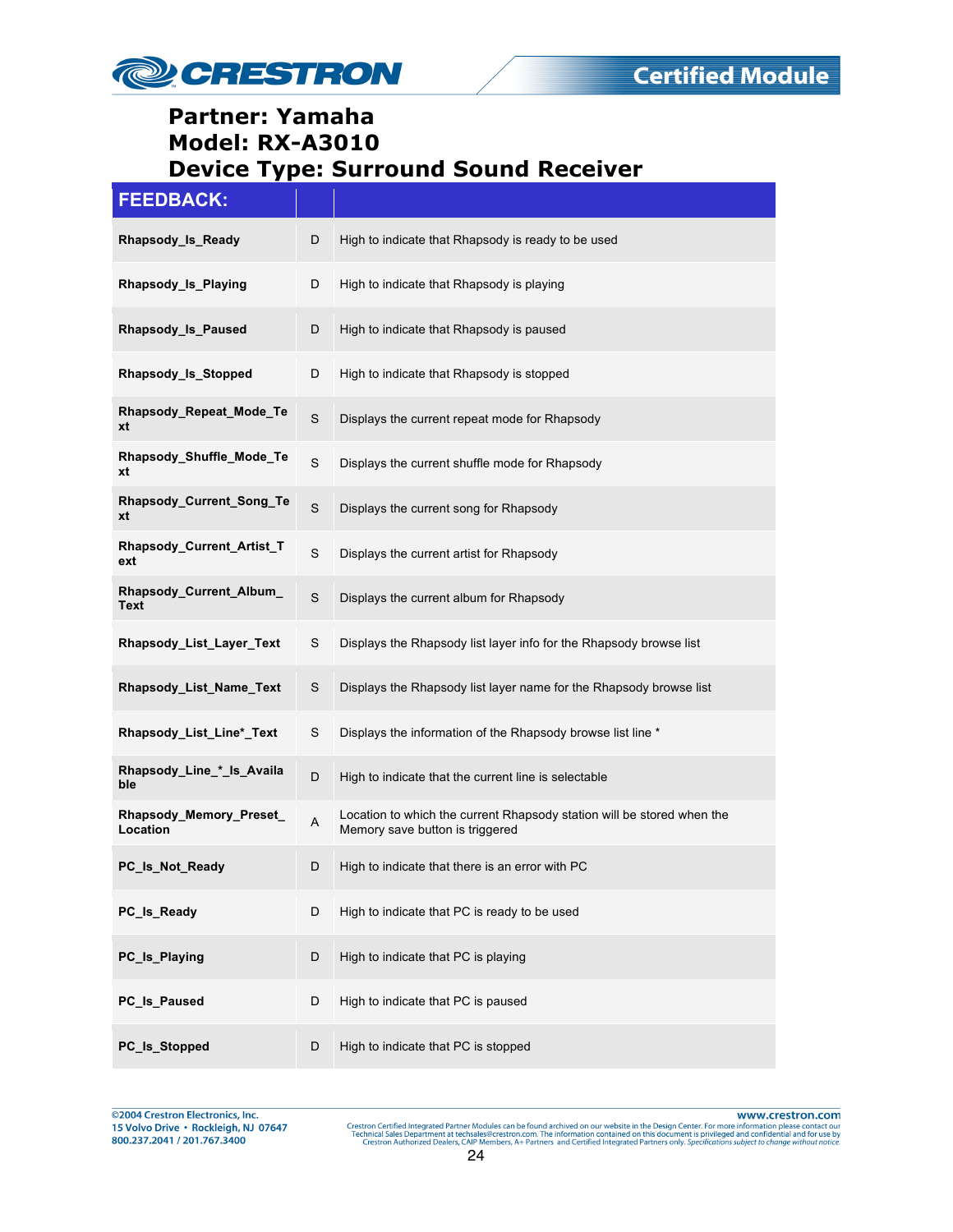**Partner: Yamaha**
**Model: RX-A3010**
**Device Type: Surround Sound Receiver**

| FEEDBACK: | | |
|---|---|---|
| **Rhapsody_Is_Ready** | D | High to indicate that Rhapsody is ready to be used |
| **Rhapsody_Is_Playing** | D | High to indicate that Rhapsody is playing |
| **Rhapsody_Is_Paused** | D | High to indicate that Rhapsody is paused |
| **Rhapsody_Is_Stopped** | D | High to indicate that Rhapsody is stopped |
| **Rhapsody_Repeat_Mode_Text** | S | Displays the current repeat mode for Rhapsody |
| **Rhapsody_Shuffle_Mode_Text** | S | Displays the current shuffle mode for Rhapsody |
| **Rhapsody_Current_Song_Text** | S | Displays the current song for Rhapsody |
| **Rhapsody_Current_Artist_Text** | S | Displays the current artist for Rhapsody |
| **Rhapsody_Current_Album_Text** | S | Displays the current album for Rhapsody |
| **Rhapsody_List_Layer_Text** | S | Displays the Rhapsody list layer info for the Rhapsody browse list |
| **Rhapsody_List_Name_Text** | S | Displays the Rhapsody list layer name for the Rhapsody browse list |
| **Rhapsody_List_Line*_Text** | S | Displays the information of the Rhapsody browse list line * |
| **Rhapsody_Line_*_Is_Available** | D | High to indicate that the current line is selectable |
| **Rhapsody_Memory_Preset_Location** | A | Location to which the current Rhapsody station will be stored when the Memory save button is triggered |
| **PC_Is_Not_Ready** | D | High to indicate that there is an error with PC |
| **PC_Is_Ready** | D | High to indicate that PC is ready to be used |
| **PC_Is_Playing** | D | High to indicate that PC is playing |
| **PC_Is_Paused** | D | High to indicate that PC is paused |
| **PC_Is_Stopped** | D | High to indicate that PC is stopped |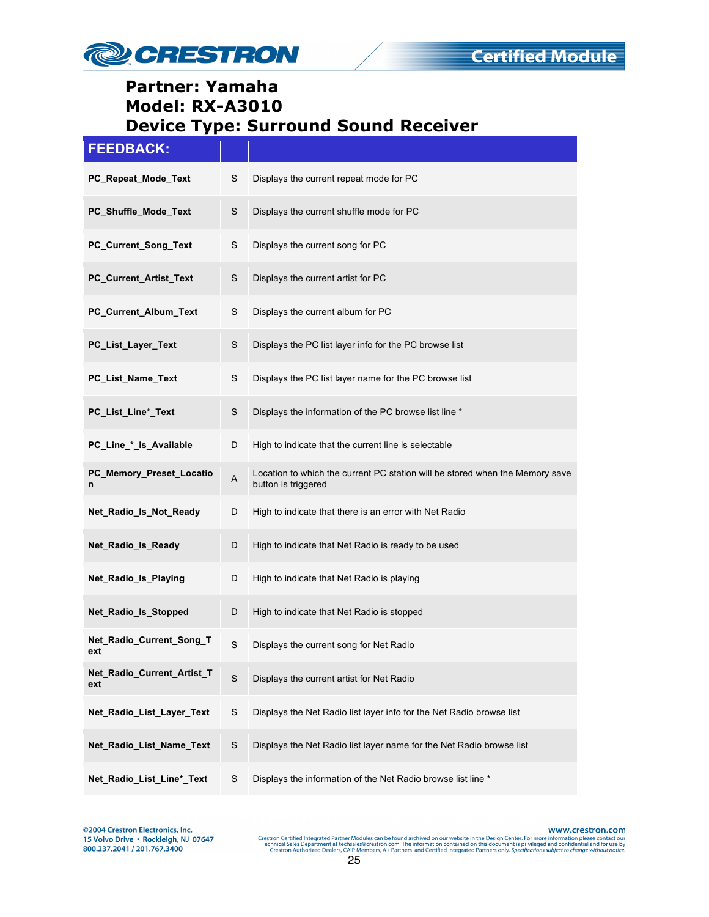**Partner: Yamaha**
**Model: RX-A3010**
**Device Type: Surround Sound Receiver**

| FEEDBACK: | | |
|---|---|---|
| **PC_Repeat_Mode_Text** | S | Displays the current repeat mode for PC |
| **PC_Shuffle_Mode_Text** | S | Displays the current shuffle mode for PC |
| **PC_Current_Song_Text** | S | Displays the current song for PC |
| **PC_Current_Artist_Text** | S | Displays the current artist for PC |
| **PC_Current_Album_Text** | S | Displays the current album for PC |
| **PC_List_Layer_Text** | S | Displays the PC list layer info for the PC browse list |
| **PC_List_Name_Text** | S | Displays the PC list layer name for the PC browse list |
| **PC_List_Line*_Text** | S | Displays the information of the PC browse list line * |
| **PC_Line_*_Is_Available** | D | High to indicate that the current line is selectable |
| **PC_Memory_Preset_Location** | A | Location to which the current PC station will be stored when the Memory save button is triggered |
| **Net_Radio_Is_Not_Ready** | D | High to indicate that there is an error with Net Radio |
| **Net_Radio_Is_Ready** | D | High to indicate that Net Radio is ready to be used |
| **Net_Radio_Is_Playing** | D | High to indicate that Net Radio is playing |
| **Net_Radio_Is_Stopped** | D | High to indicate that Net Radio is stopped |
| **Net_Radio_Current_Song_Text** | S | Displays the current song for Net Radio |
| **Net_Radio_Current_Artist_Text** | S | Displays the current artist for Net Radio |
| **Net_Radio_List_Layer_Text** | S | Displays the Net Radio list layer info for the Net Radio browse list |
| **Net_Radio_List_Name_Text** | S | Displays the Net Radio list layer name for the Net Radio browse list |
| **Net_Radio_List_Line*_Text** | S | Displays the information of the Net Radio browse list line * |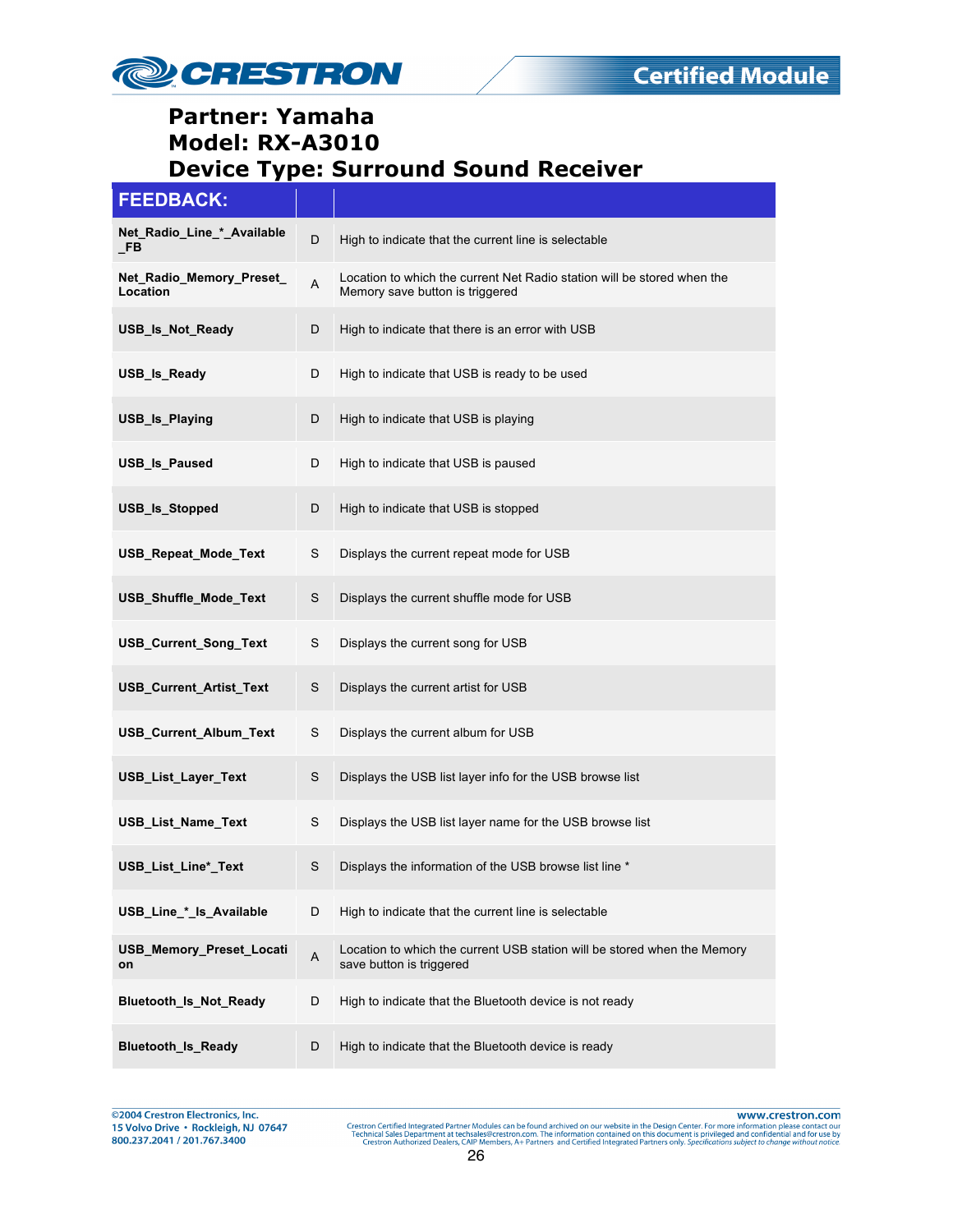**Partner: Yamaha**
**Model: RX-A3010**
**Device Type: Surround Sound Receiver**

| FEEDBACK: | | |
|---|---|---|
| **Net_Radio_Line_*_Available_FB** | D | High to indicate that the current line is selectable |
| **Net_Radio_Memory_Preset_Location** | A | Location to which the current Net Radio station will be stored when the Memory save button is triggered |
| **USB_Is_Not_Ready** | D | High to indicate that there is an error with USB |
| **USB_Is_Ready** | D | High to indicate that USB is ready to be used |
| **USB_Is_Playing** | D | High to indicate that USB is playing |
| **USB_Is_Paused** | D | High to indicate that USB is paused |
| **USB_Is_Stopped** | D | High to indicate that USB is stopped |
| **USB_Repeat_Mode_Text** | S | Displays the current repeat mode for USB |
| **USB_Shuffle_Mode_Text** | S | Displays the current shuffle mode for USB |
| **USB_Current_Song_Text** | S | Displays the current song for USB |
| **USB_Current_Artist_Text** | S | Displays the current artist for USB |
| **USB_Current_Album_Text** | S | Displays the current album for USB |
| **USB_List_Layer_Text** | S | Displays the USB list layer info for the USB browse list |
| **USB_List_Name_Text** | S | Displays the USB list layer name for the USB browse list |
| **USB_List_Line*_Text** | S | Displays the information of the USB browse list line * |
| **USB_Line_*_Is_Available** | D | High to indicate that the current line is selectable |
| **USB_Memory_Preset_Location** | A | Location to which the current USB station will be stored when the Memory save button is triggered |
| **Bluetooth_Is_Not_Ready** | D | High to indicate that the Bluetooth device is not ready |
| **Bluetooth_Is_Ready** | D | High to indicate that the Bluetooth device is ready |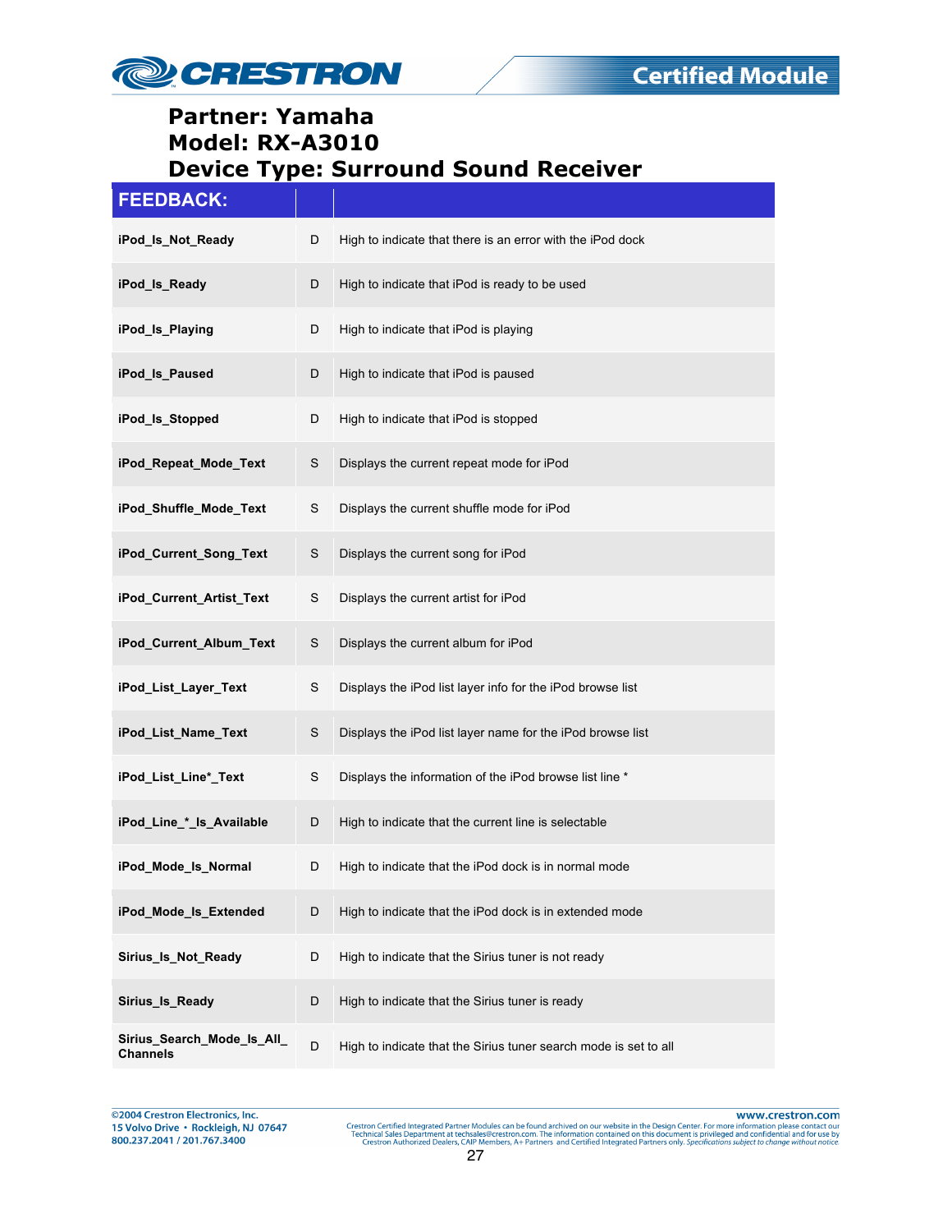# Partner: Yamaha
# Model: RX-A3010
# Device Type: Surround Sound Receiver

| FEEDBACK: | | |
|---|---|---|
| **iPod_Is_Not_Ready** | D | High to indicate that there is an error with the iPod dock |
| **iPod_Is_Ready** | D | High to indicate that iPod is ready to be used |
| **iPod_Is_Playing** | D | High to indicate that iPod is playing |
| **iPod_Is_Paused** | D | High to indicate that iPod is paused |
| **iPod_Is_Stopped** | D | High to indicate that iPod is stopped |
| **iPod_Repeat_Mode_Text** | S | Displays the current repeat mode for iPod |
| **iPod_Shuffle_Mode_Text** | S | Displays the current shuffle mode for iPod |
| **iPod_Current_Song_Text** | S | Displays the current song for iPod |
| **iPod_Current_Artist_Text** | S | Displays the current artist for iPod |
| **iPod_Current_Album_Text** | S | Displays the current album for iPod |
| **iPod_List_Layer_Text** | S | Displays the iPod list layer info for the iPod browse list |
| **iPod_List_Name_Text** | S | Displays the iPod list layer name for the iPod browse list |
| **iPod_List_Line*_Text** | S | Displays the information of the iPod browse list line * |
| **iPod_Line_*_Is_Available** | D | High to indicate that the current line is selectable |
| **iPod_Mode_Is_Normal** | D | High to indicate that the iPod dock is in normal mode |
| **iPod_Mode_Is_Extended** | D | High to indicate that the iPod dock is in extended mode |
| **Sirius_Is_Not_Ready** | D | High to indicate that the Sirius tuner is not ready |
| **Sirius_Is_Ready** | D | High to indicate that the Sirius tuner is ready |
| **Sirius_Search_Mode_Is_All_Channels** | D | High to indicate that the Sirius tuner search mode is set to all |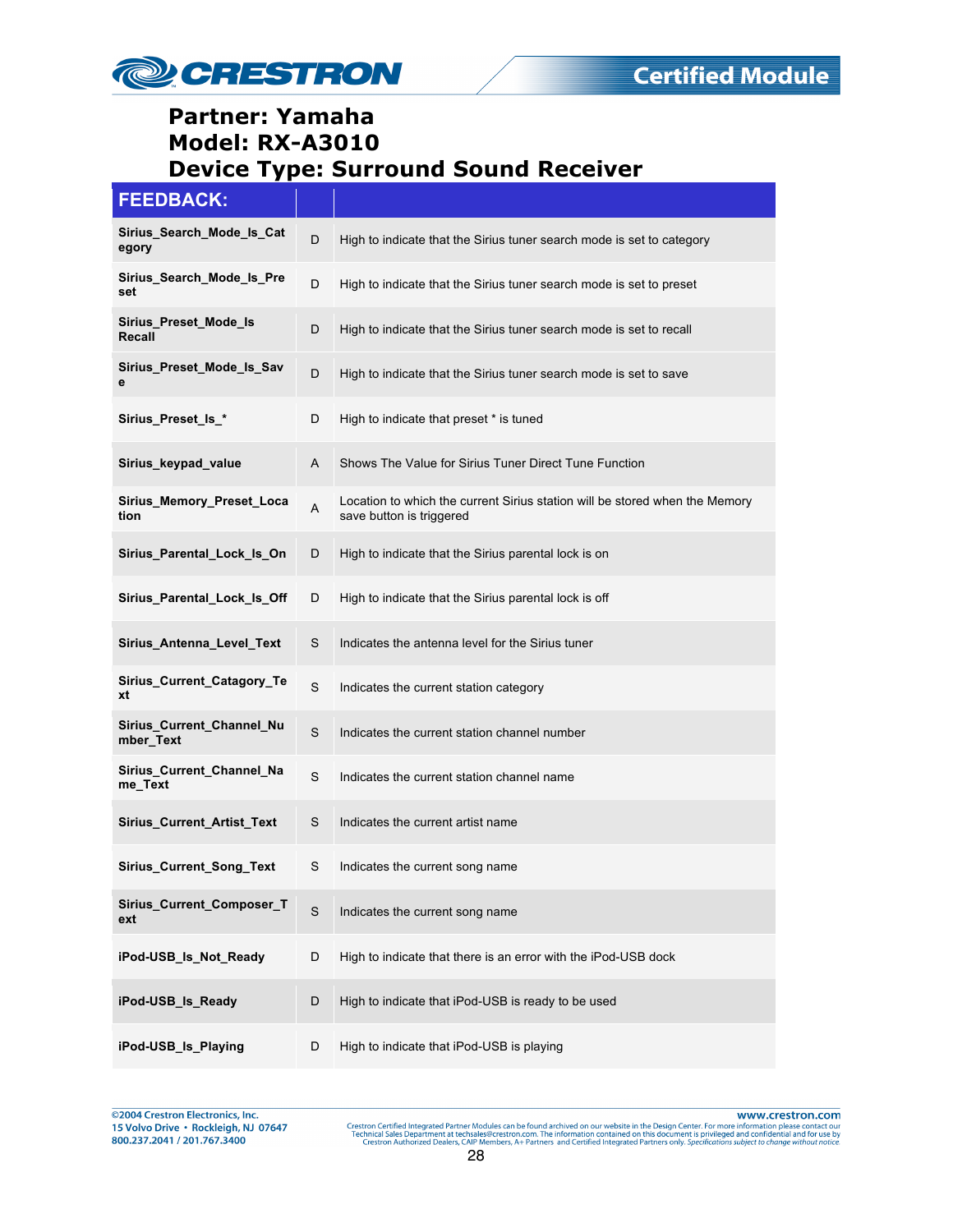**Partner: Yamaha**
**Model: RX-A3010**
**Device Type: Surround Sound Receiver**

| FEEDBACK: | | |
|---|---|---|
| **Sirius_Search_Mode_Is_Category** | D | High to indicate that the Sirius tuner search mode is set to category |
| **Sirius_Search_Mode_Is_Preset** | D | High to indicate that the Sirius tuner search mode is set to preset |
| **Sirius_Preset_Mode_Is Recall** | D | High to indicate that the Sirius tuner search mode is set to recall |
| **Sirius_Preset_Mode_Is_Save** | D | High to indicate that the Sirius tuner search mode is set to save |
| **Sirius_Preset_Is_*** | D | High to indicate that preset * is tuned |
| **Sirius_keypad_value** | A | Shows The Value for Sirius Tuner Direct Tune Function |
| **Sirius_Memory_Preset_Location** | A | Location to which the current Sirius station will be stored when the Memory save button is triggered |
| **Sirius_Parental_Lock_Is_On** | D | High to indicate that the Sirius parental lock is on |
| **Sirius_Parental_Lock_Is_Off** | D | High to indicate that the Sirius parental lock is off |
| **Sirius_Antenna_Level_Text** | S | Indicates the antenna level for the Sirius tuner |
| **Sirius_Current_Catagory_Text** | S | Indicates the current station category |
| **Sirius_Current_Channel_Number_Text** | S | Indicates the current station channel number |
| **Sirius_Current_Channel_Name_Text** | S | Indicates the current station channel name |
| **Sirius_Current_Artist_Text** | S | Indicates the current artist name |
| **Sirius_Current_Song_Text** | S | Indicates the current song name |
| **Sirius_Current_Composer_Text** | S | Indicates the current song name |
| **iPod-USB_Is_Not_Ready** | D | High to indicate that there is an error with the iPod-USB dock |
| **iPod-USB_Is_Ready** | D | High to indicate that iPod-USB is ready to be used |
| **iPod-USB_Is_Playing** | D | High to indicate that iPod-USB is playing |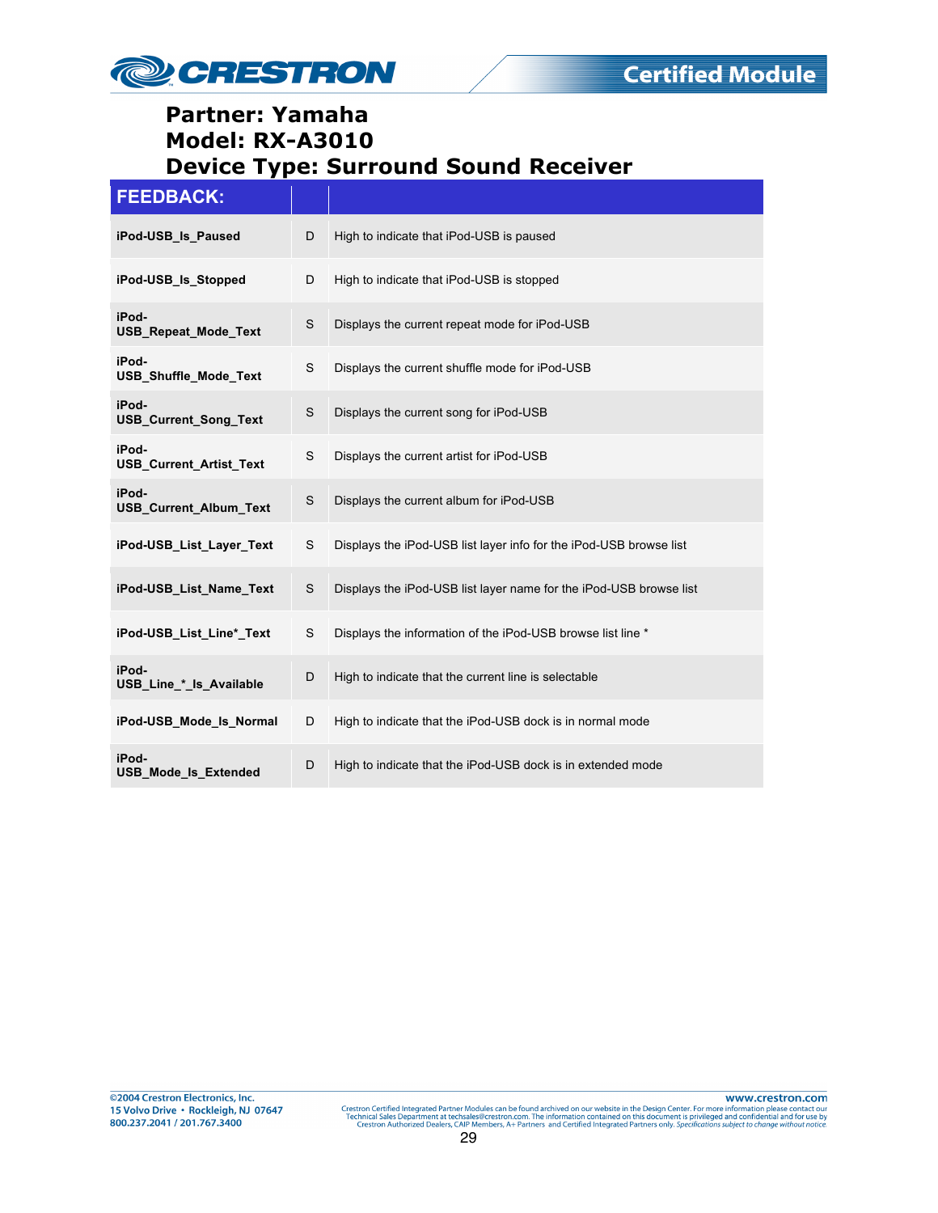**Partner: Yamaha**
**Model: RX-A3010**
**Device Type: Surround Sound Receiver**

| FEEDBACK: | | |
|---|---|---|
| **iPod-USB_Is_Paused** | D | High to indicate that iPod-USB is paused |
| **iPod-USB_Is_Stopped** | D | High to indicate that iPod-USB is stopped |
| **iPod-USB_Repeat_Mode_Text** | S | Displays the current repeat mode for iPod-USB |
| **iPod-USB_Shuffle_Mode_Text** | S | Displays the current shuffle mode for iPod-USB |
| **iPod-USB_Current_Song_Text** | S | Displays the current song for iPod-USB |
| **iPod-USB_Current_Artist_Text** | S | Displays the current artist for iPod-USB |
| **iPod-USB_Current_Album_Text** | S | Displays the current album for iPod-USB |
| **iPod-USB_List_Layer_Text** | S | Displays the iPod-USB list layer info for the iPod-USB browse list |
| **iPod-USB_List_Name_Text** | S | Displays the iPod-USB list layer name for the iPod-USB browse list |
| **iPod-USB_List_Line*_Text** | S | Displays the information of the iPod-USB browse list line * |
| **iPod-USB_Line_*_Is_Available** | D | High to indicate that the current line is selectable |
| **iPod-USB_Mode_Is_Normal** | D | High to indicate that the iPod-USB dock is in normal mode |
| **iPod-USB_Mode_Is_Extended** | D | High to indicate that the iPod-USB dock is in extended mode |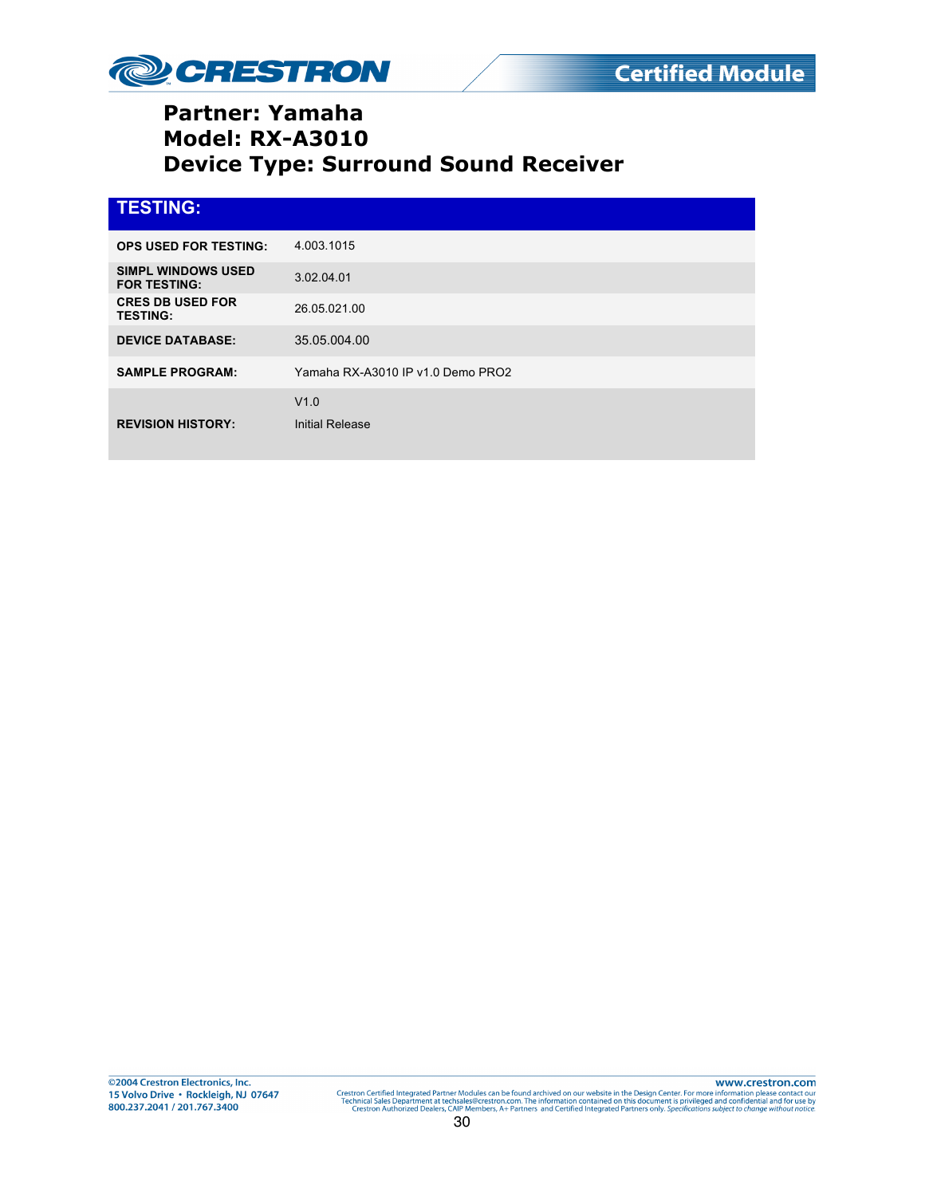**Partner: Yamaha**
**Model: RX-A3010**
**Device Type: Surround Sound Receiver**

## TESTING:

| | |
|---|---|
| **OPS USED FOR TESTING:** | 4.003.1015 |
| **SIMPL WINDOWS USED FOR TESTING:** | 3.02.04.01 |
| **CRES DB USED FOR TESTING:** | 26.05.021.00 |
| **DEVICE DATABASE:** | 35.05.004.00 |
| **SAMPLE PROGRAM:** | Yamaha RX-A3010 IP v1.0 Demo PRO2 |
| **REVISION HISTORY:** | V1.0<br>Initial Release |